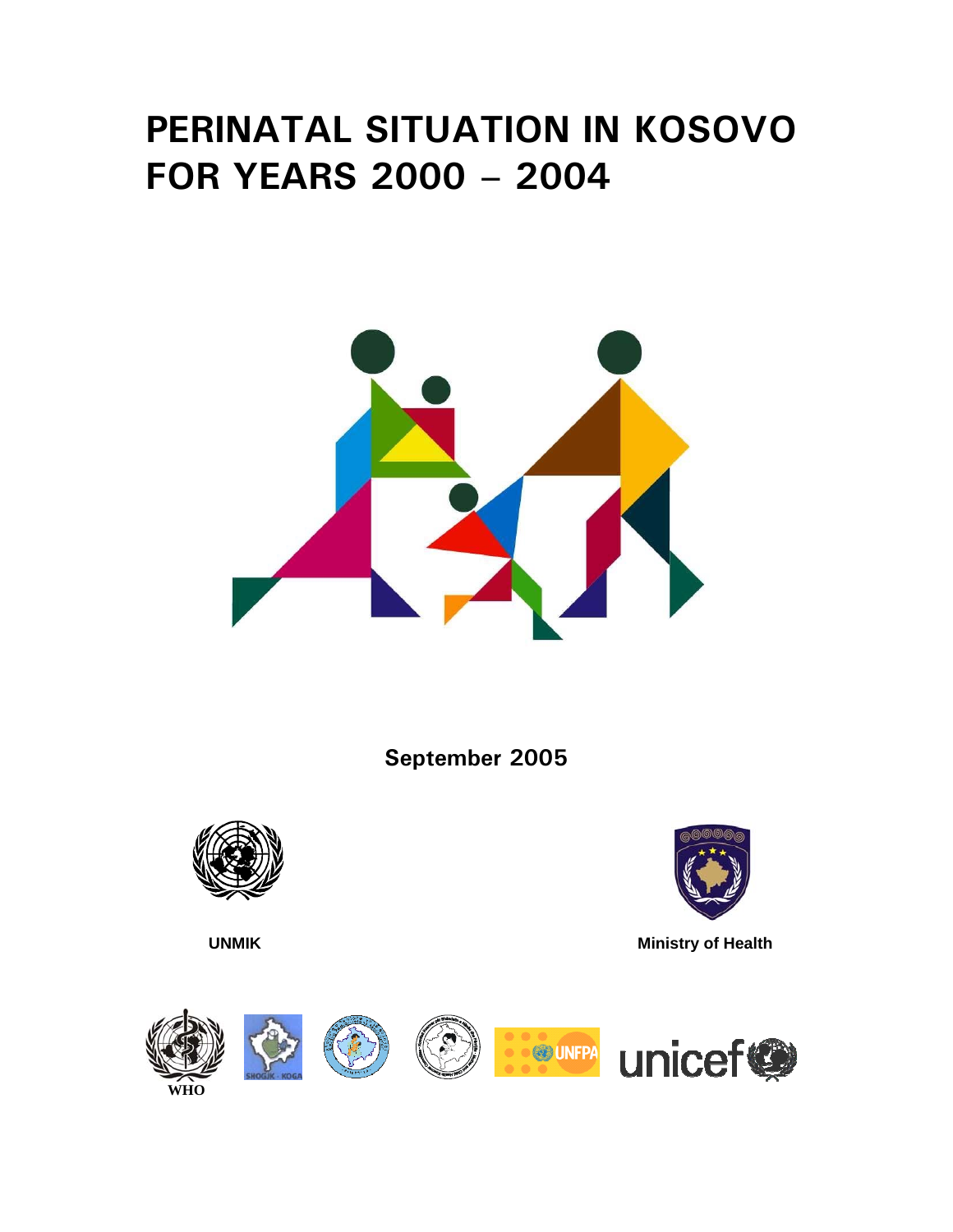# PERINATAL SITUATION IN KOSOVO FOR YEARS 2000 – 2004

**September 2005**

**UNMIK**

**Ministry of Health**

WHO

SHOGJK - KOGA

UNFPA

unicef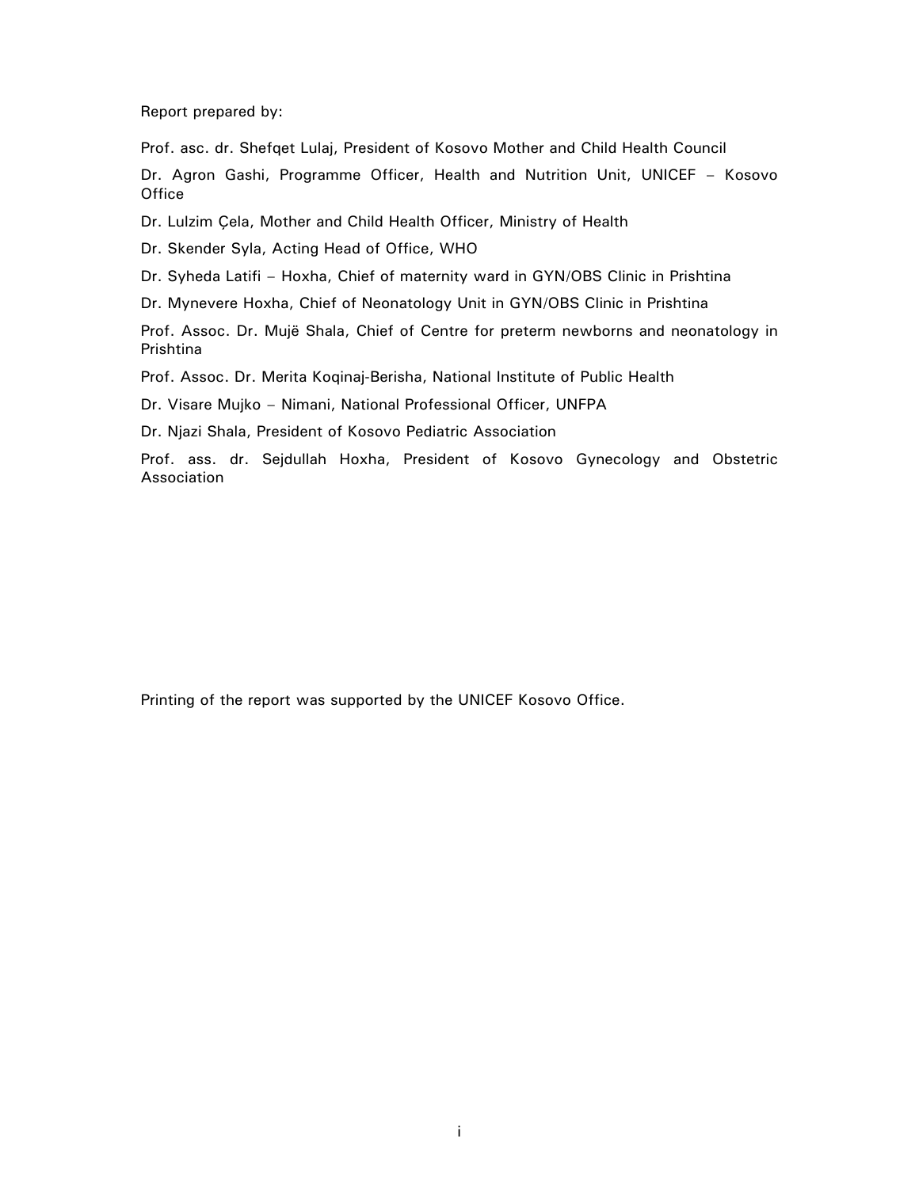Report prepared by:

Prof. asc. dr. Shefqet Lulaj, President of Kosovo Mother and Child Health Council

Dr. Agron Gashi, Programme Officer, Health and Nutrition Unit, UNICEF – Kosovo Office

Dr. Lulzim Çela, Mother and Child Health Officer, Ministry of Health

Dr. Skender Syla, Acting Head of Office, WHO

Dr. Syheda Latifi – Hoxha, Chief of maternity ward in GYN/OBS Clinic in Prishtina

Dr. Mynevere Hoxha, Chief of Neonatology Unit in GYN/OBS Clinic in Prishtina

Prof. Assoc. Dr. Mujë Shala, Chief of Centre for preterm newborns and neonatology in Prishtina

Prof. Assoc. Dr. Merita Koqinaj-Berisha, National Institute of Public Health

Dr. Visare Mujko – Nimani, National Professional Officer, UNFPA

Dr. Njazi Shala, President of Kosovo Pediatric Association

Prof. ass. dr. Sejdullah Hoxha, President of Kosovo Gynecology and Obstetric Association

Printing of the report was supported by the UNICEF Kosovo Office.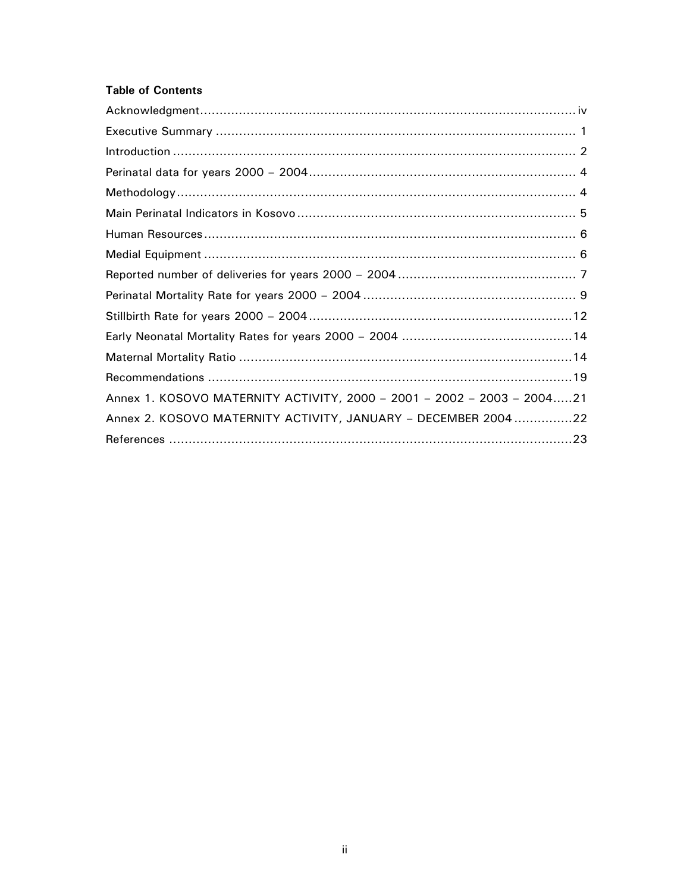**Table of Contents**

Acknowledgment....................................................................................................iv
Executive Summary ............................................................................................. 1
Introduction ........................................................................................................ 2
Perinatal data for years 2000 – 2004..................................................................... 4
Methodology........................................................................................................ 4
Main Perinatal Indicators in Kosovo....................................................................... 5
Human Resources................................................................................................ 6
Medial Equipment ................................................................................................ 6
Reported number of deliveries for years 2000 – 2004 .............................................. 7
Perinatal Mortality Rate for years 2000 – 2004 ....................................................... 9
Stillbirth Rate for years 2000 – 2004 ....................................................................12
Early Neonatal Mortality Rates for years 2000 – 2004 ............................................14
Maternal Mortality Ratio ......................................................................................14
Recommendations ..............................................................................................19
Annex 1. KOSOVO MATERNITY ACTIVITY, 2000 – 2001 – 2002 – 2003 – 2004.....21
Annex 2. KOSOVO MATERNITY ACTIVITY, JANUARY – DECEMBER 2004 ...............22
References .........................................................................................................23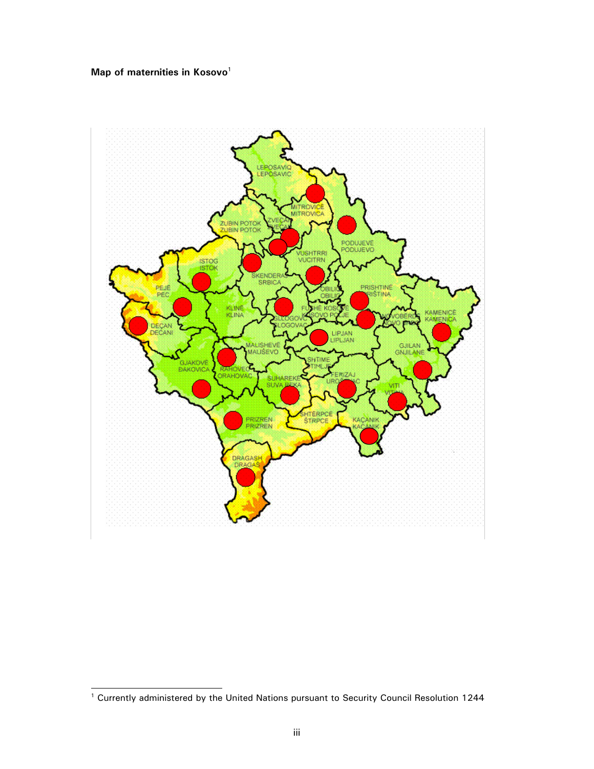**Map of maternities in Kosovo**[1]

[1] Currently administered by the United Nations pursuant to Security Council Resolution 1244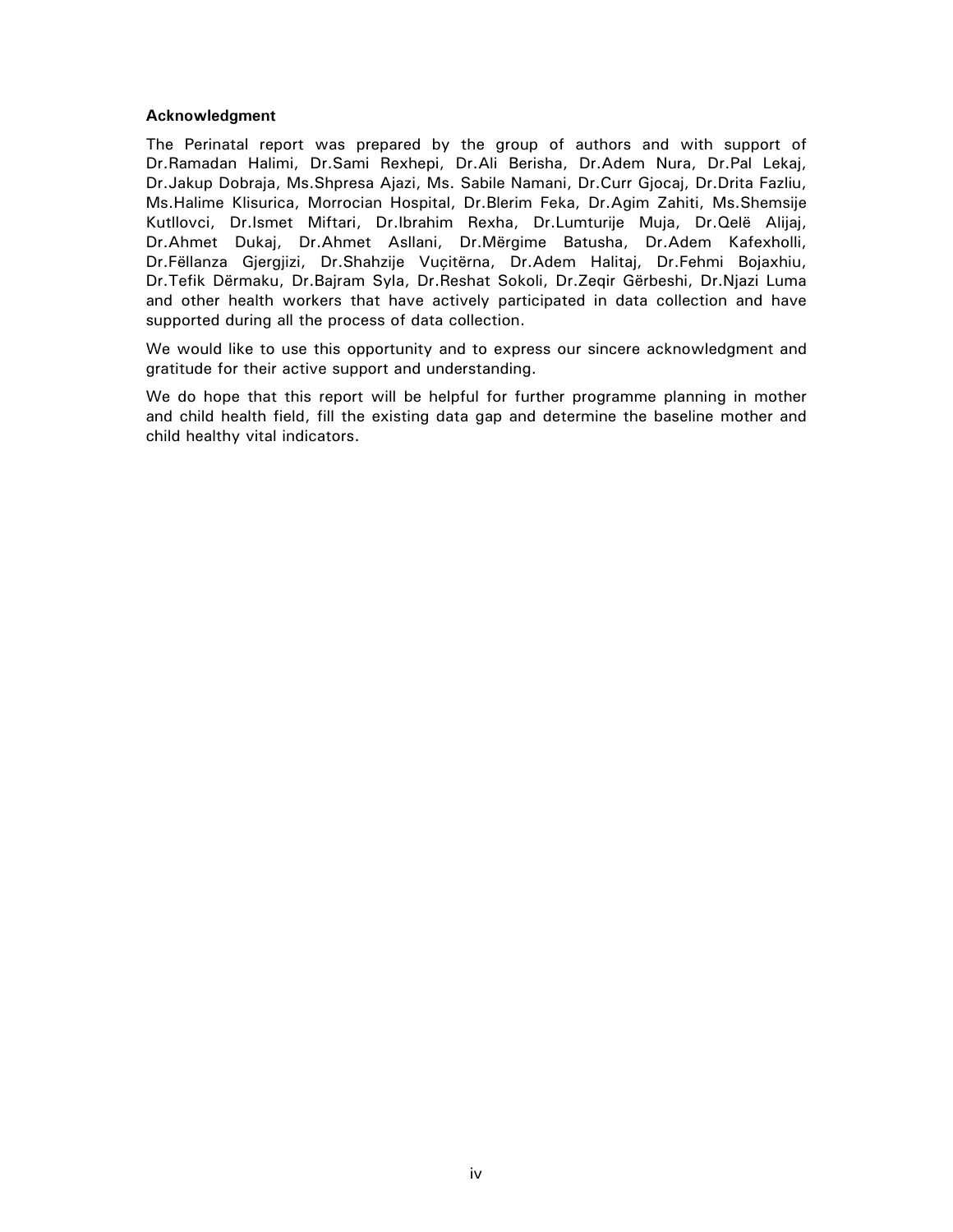**Acknowledgment**

The Perinatal report was prepared by the group of authors and with support of Dr.Ramadan Halimi, Dr.Sami Rexhepi, Dr.Ali Berisha, Dr.Adem Nura, Dr.Pal Lekaj, Dr.Jakup Dobraja, Ms.Shpresa Ajazi, Ms. Sabile Namani, Dr.Curr Gjocaj, Dr.Drita Fazliu, Ms.Halime Klisurica, Morrocian Hospital, Dr.Blerim Feka, Dr.Agim Zahiti, Ms.Shemsije Kutllovci, Dr.Ismet Miftari, Dr.Ibrahim Rexha, Dr.Lumturije Muja, Dr.Qelë Alijaj, Dr.Ahmet Dukaj, Dr.Ahmet Asllani, Dr.Mërgime Batusha, Dr.Adem Kafexholli, Dr.Fëllanza Gjergjizi, Dr.Shahzije Vuçitërna, Dr.Adem Halitaj, Dr.Fehmi Bojaxhiu, Dr.Tefik Dërmaku, Dr.Bajram Syla, Dr.Reshat Sokoli, Dr.Zeqir Gërbeshi, Dr.Njazi Luma and other health workers that have actively participated in data collection and have supported during all the process of data collection.

We would like to use this opportunity and to express our sincere acknowledgment and gratitude for their active support and understanding.

We do hope that this report will be helpful for further programme planning in mother and child health field, fill the existing data gap and determine the baseline mother and child healthy vital indicators.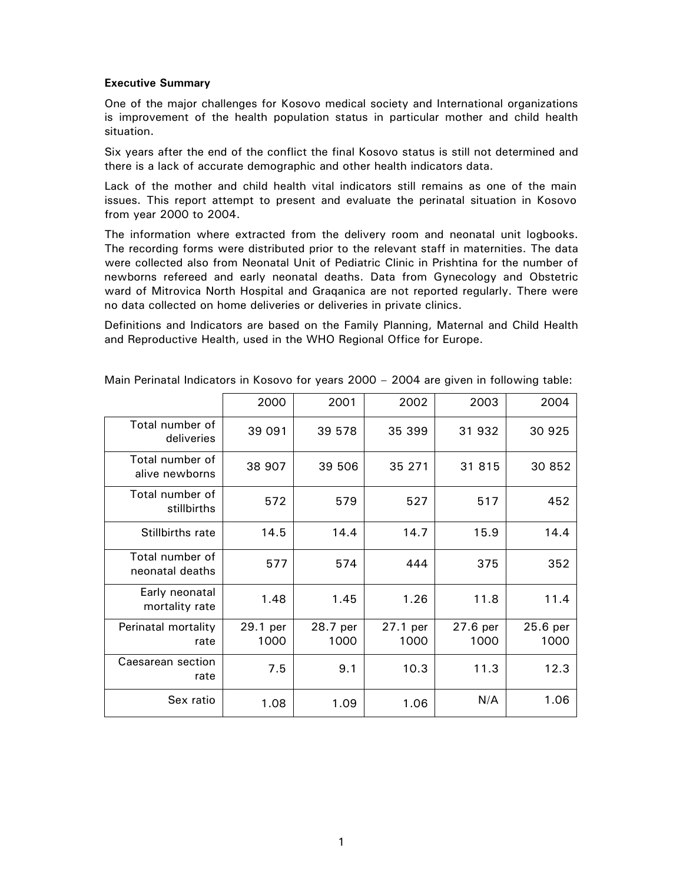**Executive Summary**

One of the major challenges for Kosovo medical society and International organizations is improvement of the health population status in particular mother and child health situation.

Six years after the end of the conflict the final Kosovo status is still not determined and there is a lack of accurate demographic and other health indicators data.

Lack of the mother and child health vital indicators still remains as one of the main issues. This report attempt to present and evaluate the perinatal situation in Kosovo from year 2000 to 2004.

The information where extracted from the delivery room and neonatal unit logbooks. The recording forms were distributed prior to the relevant staff in maternities. The data were collected also from Neonatal Unit of Pediatric Clinic in Prishtina for the number of newborns refereed and early neonatal deaths. Data from Gynecology and Obstetric ward of Mitrovica North Hospital and Graqanica are not reported regularly. There were no data collected on home deliveries or deliveries in private clinics.

Definitions and Indicators are based on the Family Planning, Maternal and Child Health and Reproductive Health, used in the WHO Regional Office for Europe.

Main Perinatal Indicators in Kosovo for years 2000 – 2004 are given in following table:

| | 2000 | 2001 | 2002 | 2003 | 2004 |
|---|---|---|---|---|---|
| Total number of deliveries | 39 091 | 39 578 | 35 399 | 31 932 | 30 925 |
| Total number of alive newborns | 38 907 | 39 506 | 35 271 | 31 815 | 30 852 |
| Total number of stillbirths | 572 | 579 | 527 | 517 | 452 |
| Stillbirths rate | 14.5 | 14.4 | 14.7 | 15.9 | 14.4 |
| Total number of neonatal deaths | 577 | 574 | 444 | 375 | 352 |
| Early neonatal mortality rate | 1.48 | 1.45 | 1.26 | 11.8 | 11.4 |
| Perinatal mortality rate | 29.1 per 1000 | 28.7 per 1000 | 27.1 per 1000 | 27.6 per 1000 | 25.6 per 1000 |
| Caesarean section rate | 7.5 | 9.1 | 10.3 | 11.3 | 12.3 |
| Sex ratio | 1.08 | 1.09 | 1.06 | N/A | 1.06 |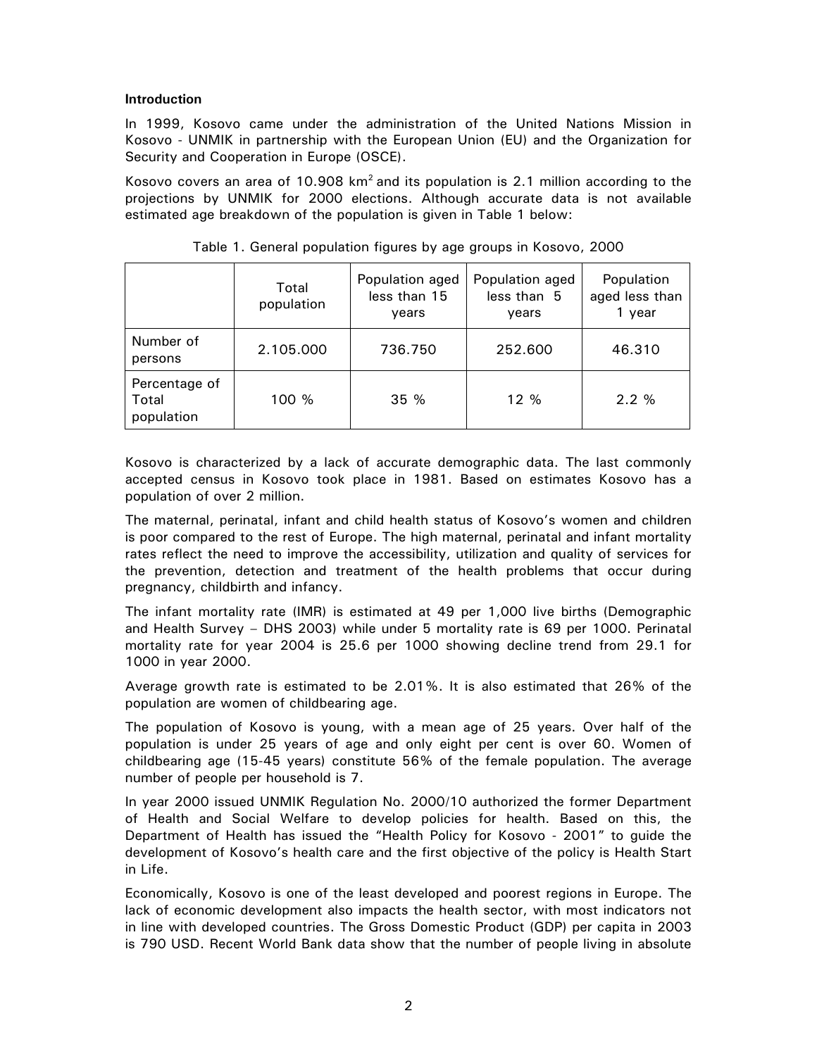**Introduction**

In 1999, Kosovo came under the administration of the United Nations Mission in Kosovo - UNMIK in partnership with the European Union (EU) and the Organization for Security and Cooperation in Europe (OSCE).

Kosovo covers an area of 10.908 $km^2$ and its population is 2.1 million according to the projections by UNMIK for 2000 elections. Although accurate data is not available estimated age breakdown of the population is given in Table 1 below:

Table 1. General population figures by age groups in Kosovo, 2000

| | Total population | Population aged less than 15 years | Population aged less than 5 years | Population aged less than 1 year |
|---|---|---|---|---|
| Number of persons | 2.105.000 | 736.750 | 252.600 | 46.310 |
| Percentage of Total population | 100 % | 35 % | 12 % | 2.2 % |

Kosovo is characterized by a lack of accurate demographic data. The last commonly accepted census in Kosovo took place in 1981. Based on estimates Kosovo has a population of over 2 million.

The maternal, perinatal, infant and child health status of Kosovo's women and children is poor compared to the rest of Europe. The high maternal, perinatal and infant mortality rates reflect the need to improve the accessibility, utilization and quality of services for the prevention, detection and treatment of the health problems that occur during pregnancy, childbirth and infancy.

The infant mortality rate (IMR) is estimated at 49 per 1,000 live births (Demographic and Health Survey – DHS 2003) while under 5 mortality rate is 69 per 1000. Perinatal mortality rate for year 2004 is 25.6 per 1000 showing decline trend from 29.1 for 1000 in year 2000.

Average growth rate is estimated to be 2.01%. It is also estimated that 26% of the population are women of childbearing age.

The population of Kosovo is young, with a mean age of 25 years. Over half of the population is under 25 years of age and only eight per cent is over 60. Women of childbearing age (15-45 years) constitute 56% of the female population. The average number of people per household is 7.

In year 2000 issued UNMIK Regulation No. 2000/10 authorized the former Department of Health and Social Welfare to develop policies for health. Based on this, the Department of Health has issued the "Health Policy for Kosovo - 2001" to guide the development of Kosovo's health care and the first objective of the policy is Health Start in Life.

Economically, Kosovo is one of the least developed and poorest regions in Europe. The lack of economic development also impacts the health sector, with most indicators not in line with developed countries. The Gross Domestic Product (GDP) per capita in 2003 is 790 USD. Recent World Bank data show that the number of people living in absolute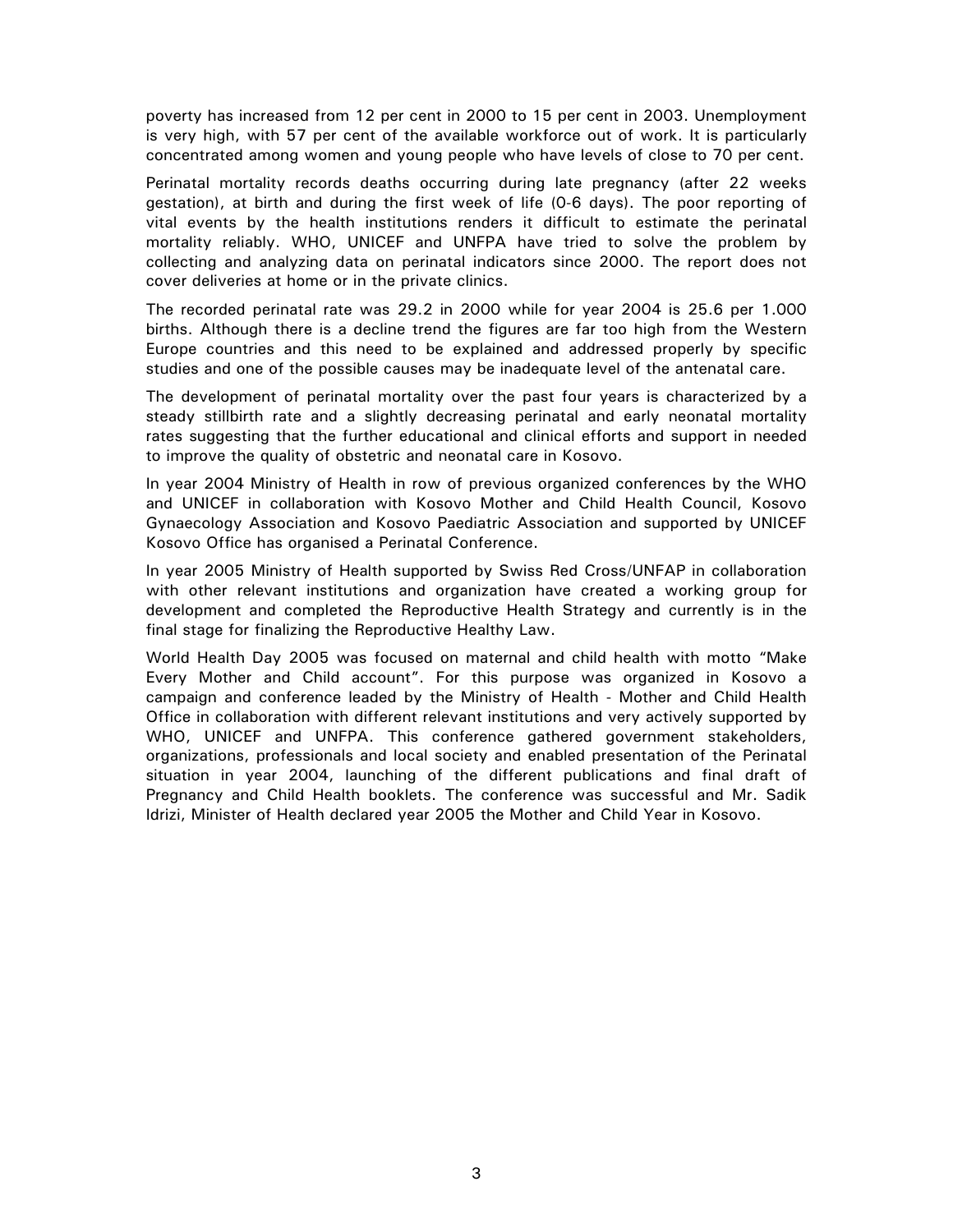poverty has increased from 12 per cent in 2000 to 15 per cent in 2003. Unemployment is very high, with 57 per cent of the available workforce out of work. It is particularly concentrated among women and young people who have levels of close to 70 per cent.

Perinatal mortality records deaths occurring during late pregnancy (after 22 weeks gestation), at birth and during the first week of life (0-6 days). The poor reporting of vital events by the health institutions renders it difficult to estimate the perinatal mortality reliably. WHO, UNICEF and UNFPA have tried to solve the problem by collecting and analyzing data on perinatal indicators since 2000. The report does not cover deliveries at home or in the private clinics.

The recorded perinatal rate was 29.2 in 2000 while for year 2004 is 25.6 per 1.000 births. Although there is a decline trend the figures are far too high from the Western Europe countries and this need to be explained and addressed properly by specific studies and one of the possible causes may be inadequate level of the antenatal care.

The development of perinatal mortality over the past four years is characterized by a steady stillbirth rate and a slightly decreasing perinatal and early neonatal mortality rates suggesting that the further educational and clinical efforts and support in needed to improve the quality of obstetric and neonatal care in Kosovo.

In year 2004 Ministry of Health in row of previous organized conferences by the WHO and UNICEF in collaboration with Kosovo Mother and Child Health Council, Kosovo Gynaecology Association and Kosovo Paediatric Association and supported by UNICEF Kosovo Office has organised a Perinatal Conference.

In year 2005 Ministry of Health supported by Swiss Red Cross/UNFAP in collaboration with other relevant institutions and organization have created a working group for development and completed the Reproductive Health Strategy and currently is in the final stage for finalizing the Reproductive Healthy Law.

World Health Day 2005 was focused on maternal and child health with motto "Make Every Mother and Child account". For this purpose was organized in Kosovo a campaign and conference leaded by the Ministry of Health - Mother and Child Health Office in collaboration with different relevant institutions and very actively supported by WHO, UNICEF and UNFPA. This conference gathered government stakeholders, organizations, professionals and local society and enabled presentation of the Perinatal situation in year 2004, launching of the different publications and final draft of Pregnancy and Child Health booklets. The conference was successful and Mr. Sadik Idrizi, Minister of Health declared year 2005 the Mother and Child Year in Kosovo.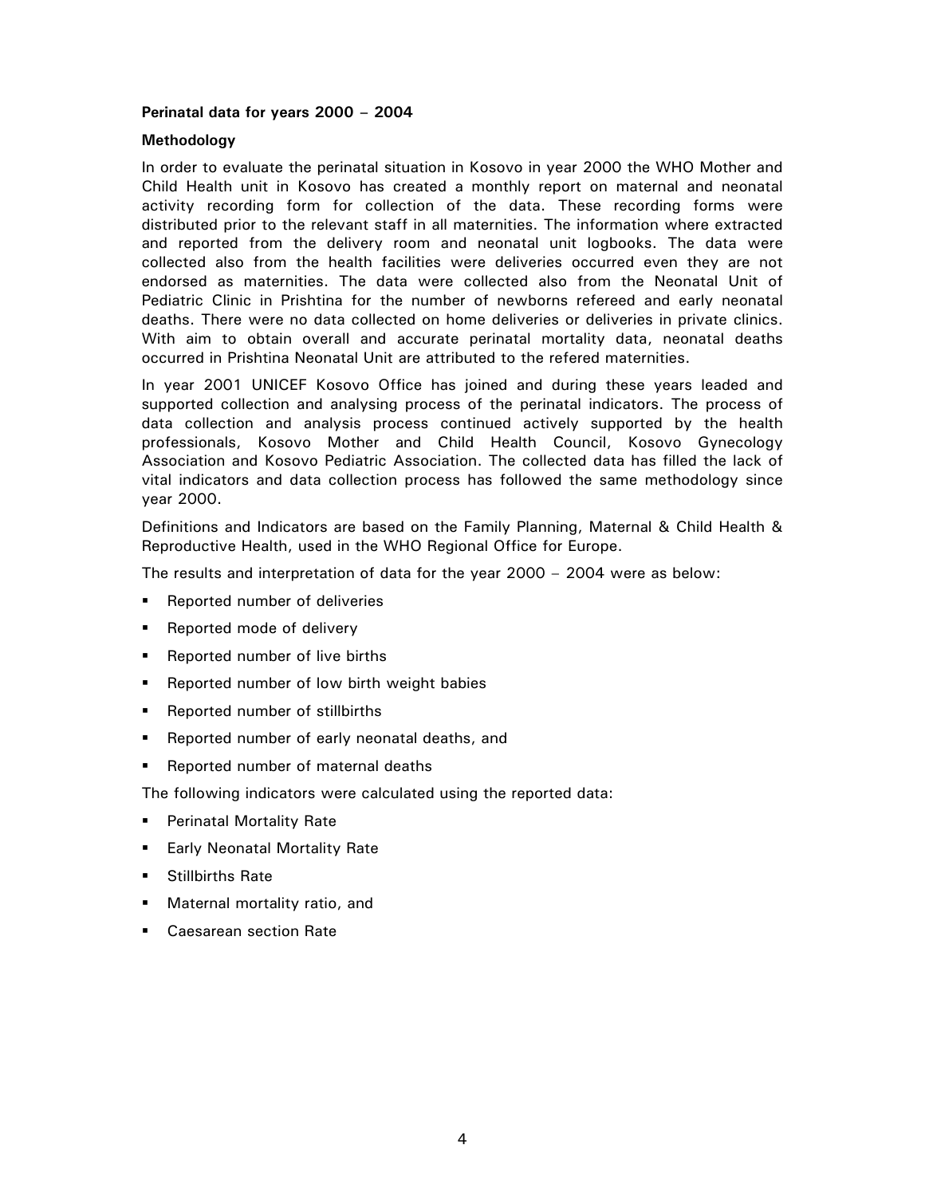**Perinatal data for years 2000 – 2004**

**Methodology**

In order to evaluate the perinatal situation in Kosovo in year 2000 the WHO Mother and Child Health unit in Kosovo has created a monthly report on maternal and neonatal activity recording form for collection of the data. These recording forms were distributed prior to the relevant staff in all maternities. The information where extracted and reported from the delivery room and neonatal unit logbooks. The data were collected also from the health facilities were deliveries occurred even they are not endorsed as maternities. The data were collected also from the Neonatal Unit of Pediatric Clinic in Prishtina for the number of newborns refereed and early neonatal deaths. There were no data collected on home deliveries or deliveries in private clinics. With aim to obtain overall and accurate perinatal mortality data, neonatal deaths occurred in Prishtina Neonatal Unit are attributed to the refered maternities.

In year 2001 UNICEF Kosovo Office has joined and during these years leaded and supported collection and analysing process of the perinatal indicators. The process of data collection and analysis process continued actively supported by the health professionals, Kosovo Mother and Child Health Council, Kosovo Gynecology Association and Kosovo Pediatric Association. The collected data has filled the lack of vital indicators and data collection process has followed the same methodology since year 2000.

Definitions and Indicators are based on the Family Planning, Maternal & Child Health & Reproductive Health, used in the WHO Regional Office for Europe.

The results and interpretation of data for the year 2000 – 2004 were as below:

- Reported number of deliveries
- Reported mode of delivery
- Reported number of live births
- Reported number of low birth weight babies
- Reported number of stillbirths
- Reported number of early neonatal deaths, and
- Reported number of maternal deaths

The following indicators were calculated using the reported data:

- Perinatal Mortality Rate
- Early Neonatal Mortality Rate
- Stillbirths Rate
- Maternal mortality ratio, and
- Caesarean section Rate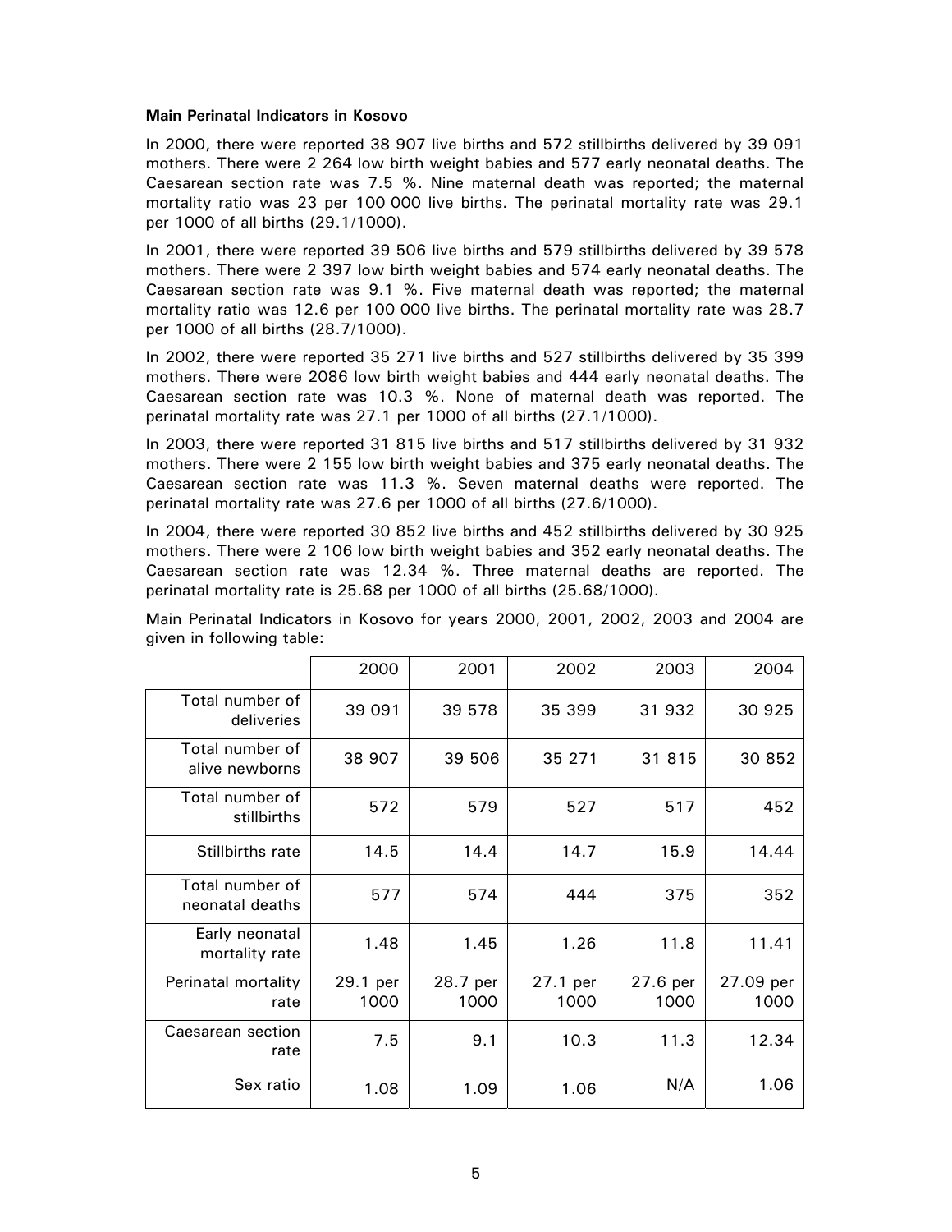**Main Perinatal Indicators in Kosovo**

In 2000, there were reported 38 907 live births and 572 stillbirths delivered by 39 091 mothers. There were 2 264 low birth weight babies and 577 early neonatal deaths. The Caesarean section rate was 7.5 %. Nine maternal death was reported; the maternal mortality ratio was 23 per 100 000 live births. The perinatal mortality rate was 29.1 per 1000 of all births (29.1/1000).

In 2001, there were reported 39 506 live births and 579 stillbirths delivered by 39 578 mothers. There were 2 397 low birth weight babies and 574 early neonatal deaths. The Caesarean section rate was 9.1 %. Five maternal death was reported; the maternal mortality ratio was 12.6 per 100 000 live births. The perinatal mortality rate was 28.7 per 1000 of all births (28.7/1000).

In 2002, there were reported 35 271 live births and 527 stillbirths delivered by 35 399 mothers. There were 2086 low birth weight babies and 444 early neonatal deaths. The Caesarean section rate was 10.3 %. None of maternal death was reported. The perinatal mortality rate was 27.1 per 1000 of all births (27.1/1000).

In 2003, there were reported 31 815 live births and 517 stillbirths delivered by 31 932 mothers. There were 2 155 low birth weight babies and 375 early neonatal deaths. The Caesarean section rate was 11.3 %. Seven maternal deaths were reported. The perinatal mortality rate was 27.6 per 1000 of all births (27.6/1000).

In 2004, there were reported 30 852 live births and 452 stillbirths delivered by 30 925 mothers. There were 2 106 low birth weight babies and 352 early neonatal deaths. The Caesarean section rate was 12.34 %. Three maternal deaths are reported. The perinatal mortality rate is 25.68 per 1000 of all births (25.68/1000).

Main Perinatal Indicators in Kosovo for years 2000, 2001, 2002, 2003 and 2004 are given in following table:

| | 2000 | 2001 | 2002 | 2003 | 2004 |
|---|---|---|---|---|---|
| Total number of deliveries | 39 091 | 39 578 | 35 399 | 31 932 | 30 925 |
| Total number of alive newborns | 38 907 | 39 506 | 35 271 | 31 815 | 30 852 |
| Total number of stillbirths | 572 | 579 | 527 | 517 | 452 |
| Stillbirths rate | 14.5 | 14.4 | 14.7 | 15.9 | 14.44 |
| Total number of neonatal deaths | 577 | 574 | 444 | 375 | 352 |
| Early neonatal mortality rate | 1.48 | 1.45 | 1.26 | 11.8 | 11.41 |
| Perinatal mortality rate | 29.1 per 1000 | 28.7 per 1000 | 27.1 per 1000 | 27.6 per 1000 | 27.09 per 1000 |
| Caesarean section rate | 7.5 | 9.1 | 10.3 | 11.3 | 12.34 |
| Sex ratio | 1.08 | 1.09 | 1.06 | N/A | 1.06 |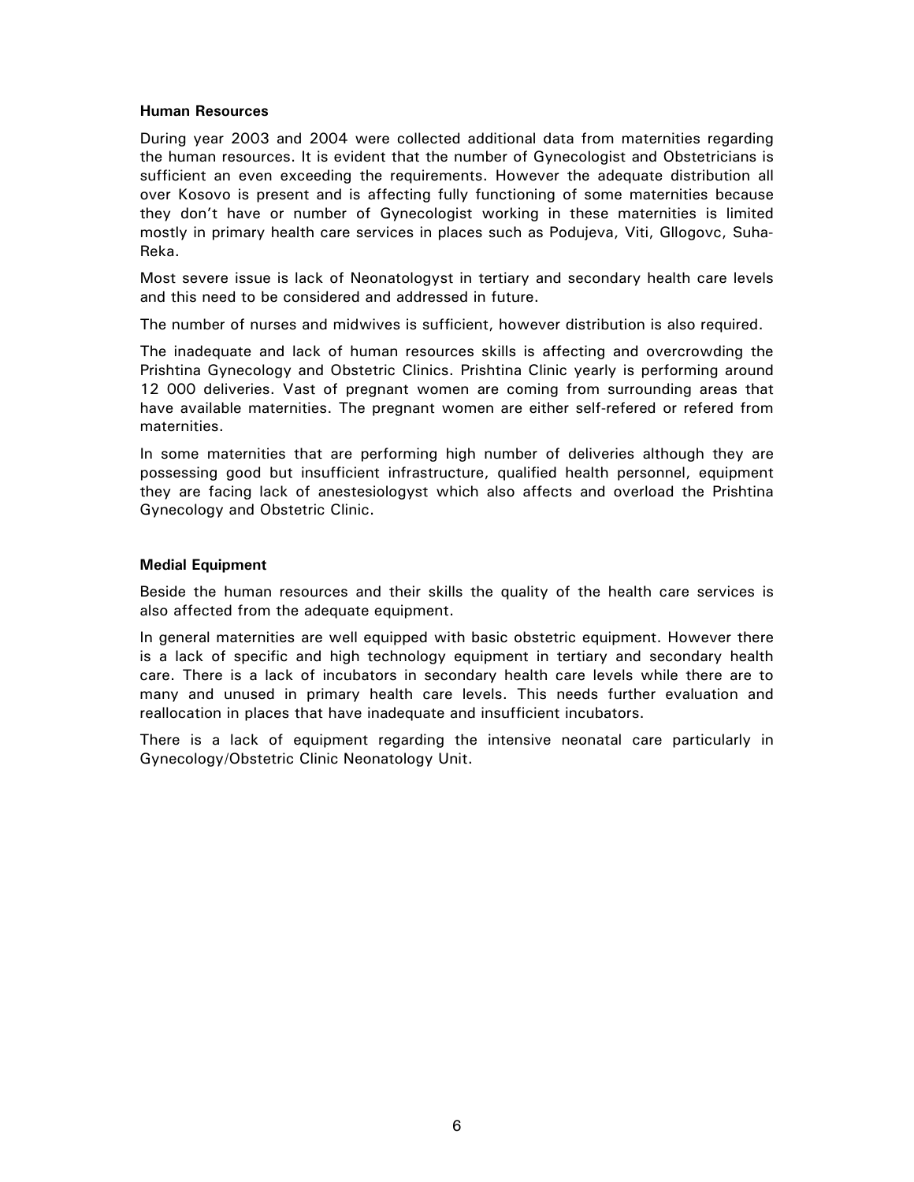**Human Resources**

During year 2003 and 2004 were collected additional data from maternities regarding the human resources. It is evident that the number of Gynecologist and Obstetricians is sufficient an even exceeding the requirements. However the adequate distribution all over Kosovo is present and is affecting fully functioning of some maternities because they don't have or number of Gynecologist working in these maternities is limited mostly in primary health care services in places such as Podujeva, Viti, Gllogovc, Suha-Reka.

Most severe issue is lack of Neonatologyst in tertiary and secondary health care levels and this need to be considered and addressed in future.

The number of nurses and midwives is sufficient, however distribution is also required.

The inadequate and lack of human resources skills is affecting and overcrowding the Prishtina Gynecology and Obstetric Clinics. Prishtina Clinic yearly is performing around 12 000 deliveries. Vast of pregnant women are coming from surrounding areas that have available maternities. The pregnant women are either self-refered or refered from maternities.

In some maternities that are performing high number of deliveries although they are possessing good but insufficient infrastructure, qualified health personnel, equipment they are facing lack of anestesiologyst which also affects and overload the Prishtina Gynecology and Obstetric Clinic.

**Medial Equipment**

Beside the human resources and their skills the quality of the health care services is also affected from the adequate equipment.

In general maternities are well equipped with basic obstetric equipment. However there is a lack of specific and high technology equipment in tertiary and secondary health care. There is a lack of incubators in secondary health care levels while there are to many and unused in primary health care levels. This needs further evaluation and reallocation in places that have inadequate and insufficient incubators.

There is a lack of equipment regarding the intensive neonatal care particularly in Gynecology/Obstetric Clinic Neonatology Unit.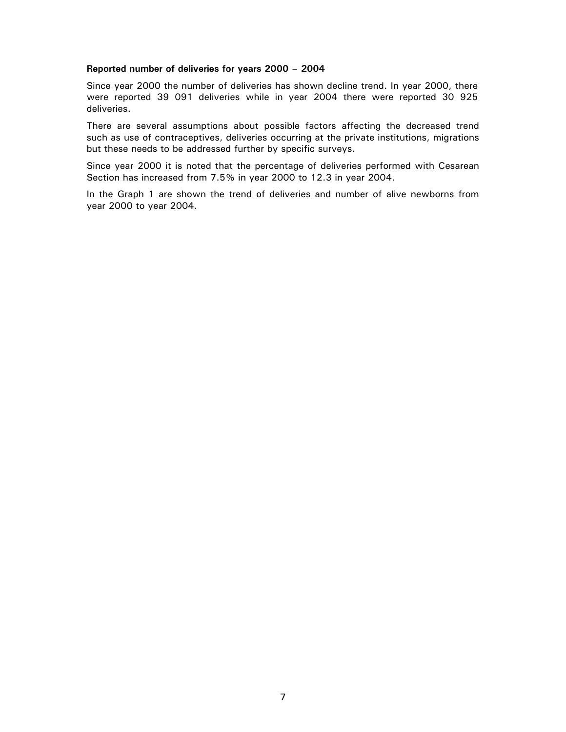**Reported number of deliveries for years 2000 – 2004**

Since year 2000 the number of deliveries has shown decline trend. In year 2000, there were reported 39 091 deliveries while in year 2004 there were reported 30 925 deliveries.

There are several assumptions about possible factors affecting the decreased trend such as use of contraceptives, deliveries occurring at the private institutions, migrations but these needs to be addressed further by specific surveys.

Since year 2000 it is noted that the percentage of deliveries performed with Cesarean Section has increased from 7.5% in year 2000 to 12.3 in year 2004.

In the Graph 1 are shown the trend of deliveries and number of alive newborns from year 2000 to year 2004.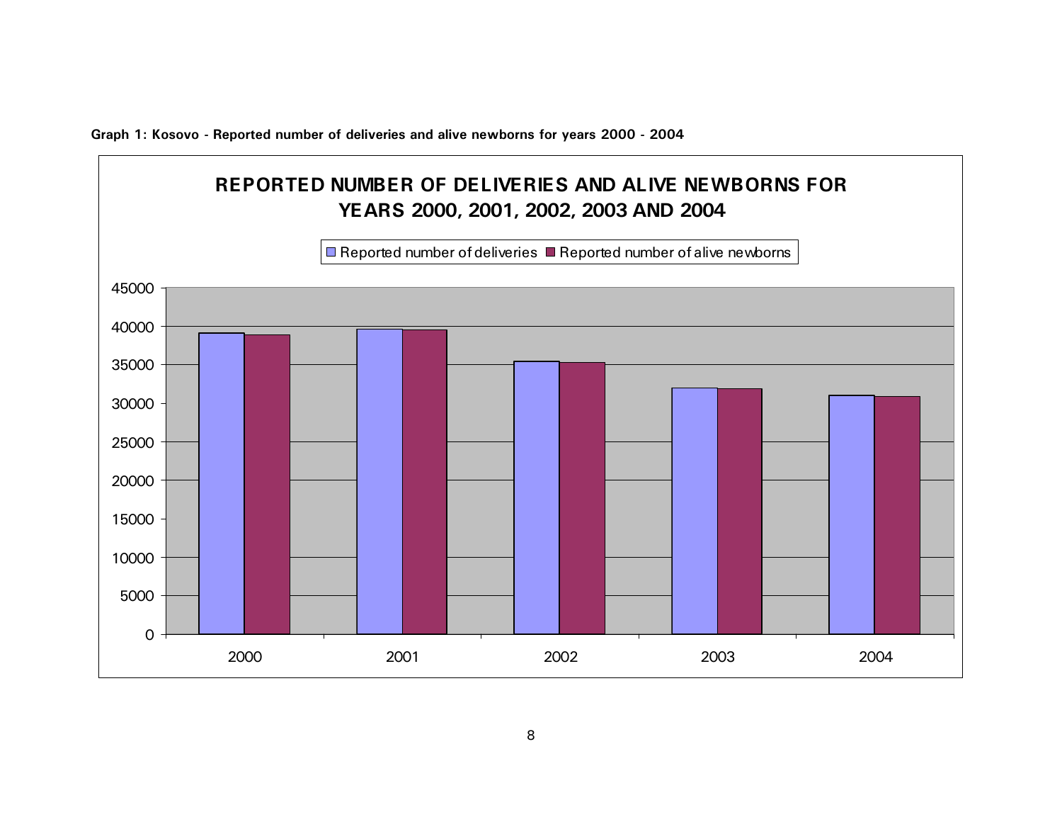**Graph 1: Kosovo - Reported number of deliveries and alive newborns for years 2000 - 2004**

**REPORTED NUMBER OF DELIVERIES AND ALIVE NEWBORNS FOR YEARS 2000, 2001, 2002, 2003 AND 2004**

Legend: Reported number of deliveries; Reported number of alive newborns

Y-axis: 0, 5000, 10000, 15000, 20000, 25000, 30000, 35000, 40000, 45000

X-axis: 2000, 2001, 2002, 2003, 2004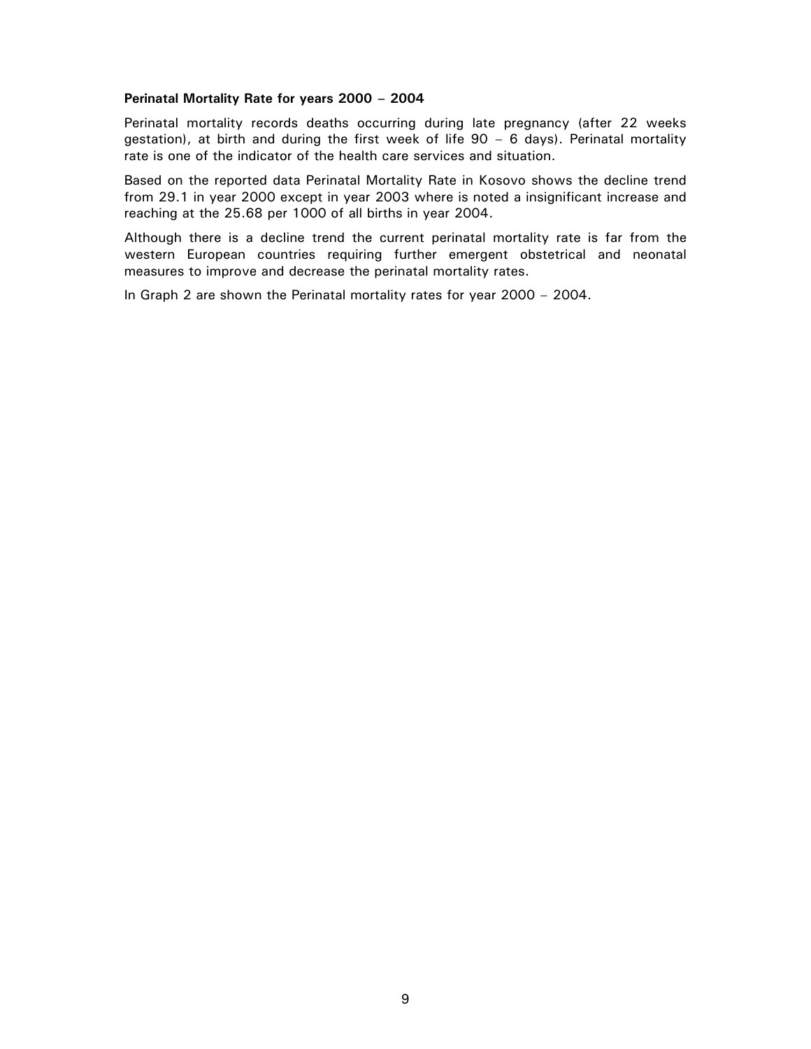**Perinatal Mortality Rate for years 2000 – 2004**

Perinatal mortality records deaths occurring during late pregnancy (after 22 weeks gestation), at birth and during the first week of life 90 – 6 days). Perinatal mortality rate is one of the indicator of the health care services and situation.

Based on the reported data Perinatal Mortality Rate in Kosovo shows the decline trend from 29.1 in year 2000 except in year 2003 where is noted a insignificant increase and reaching at the 25.68 per 1000 of all births in year 2004.

Although there is a decline trend the current perinatal mortality rate is far from the western European countries requiring further emergent obstetrical and neonatal measures to improve and decrease the perinatal mortality rates.

In Graph 2 are shown the Perinatal mortality rates for year 2000 – 2004.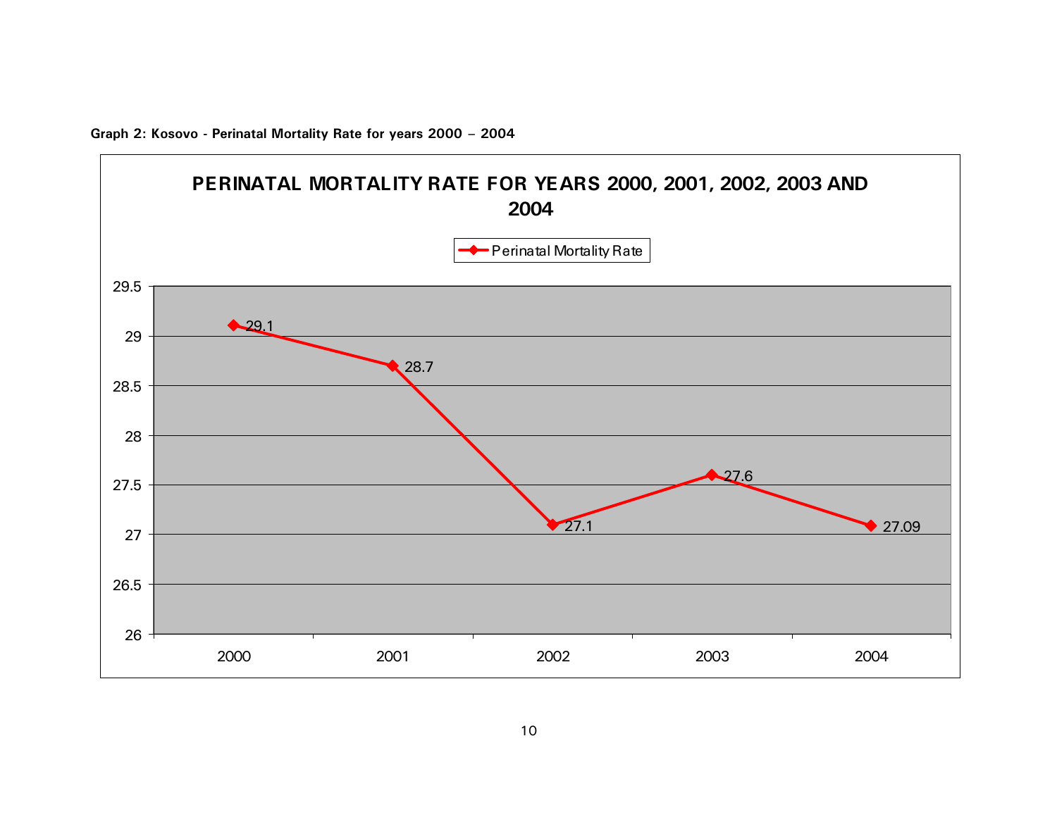**Graph 2: Kosovo - Perinatal Mortality Rate for years 2000 – 2004**

**PERINATAL MORTALITY RATE FOR YEARS 2000, 2001, 2002, 2003 AND 2004**

| Year | Perinatal Mortality Rate |
|---|---|
| 2000 | 29.1 |
| 2001 | 28.7 |
| 2002 | 27.1 |
| 2003 | 27.6 |
| 2004 | 27.09 |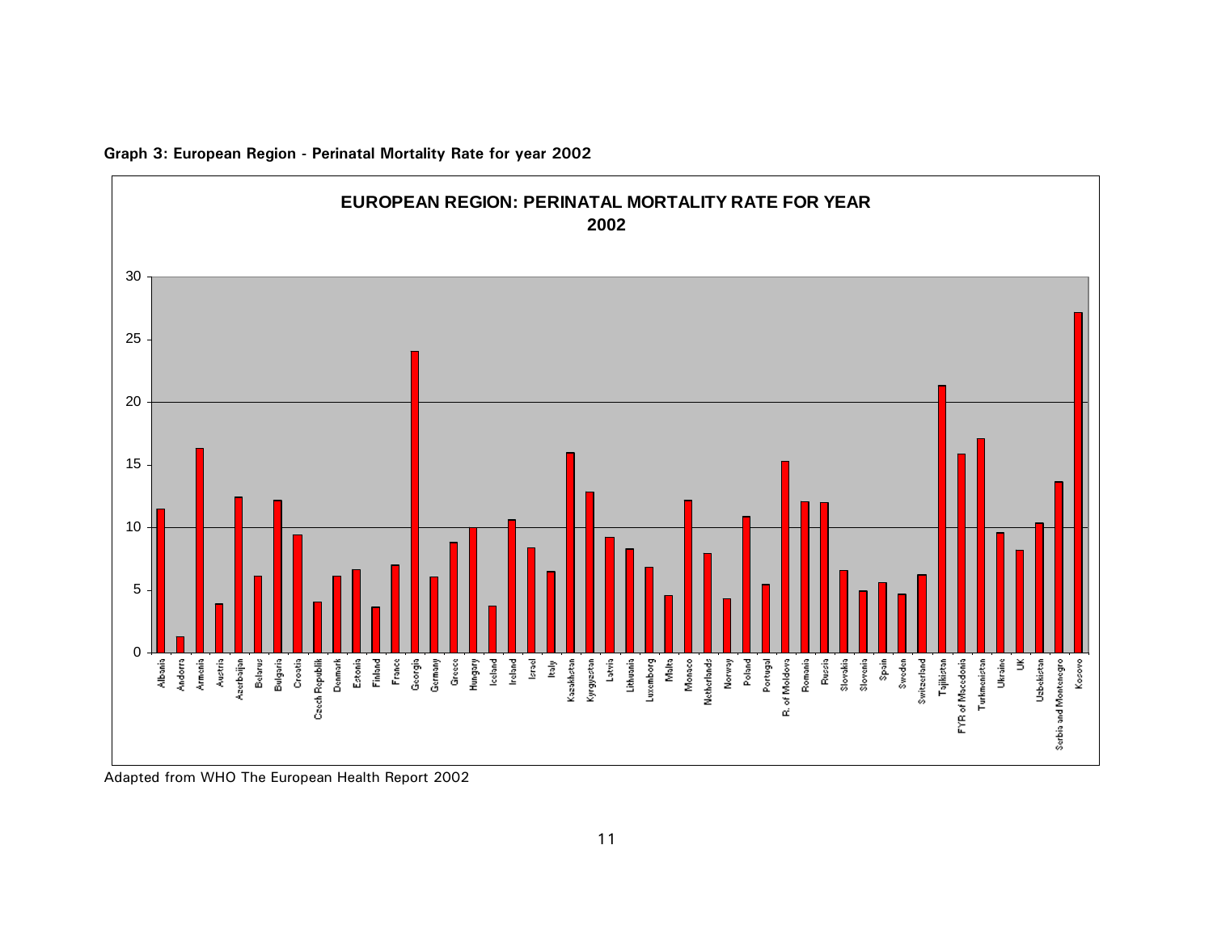**Graph 3: European Region - Perinatal Mortality Rate for year 2002**

EUROPEAN REGION: PERINATAL MORTALITY RATE FOR YEAR 2002

Adapted from WHO The European Health Report 2002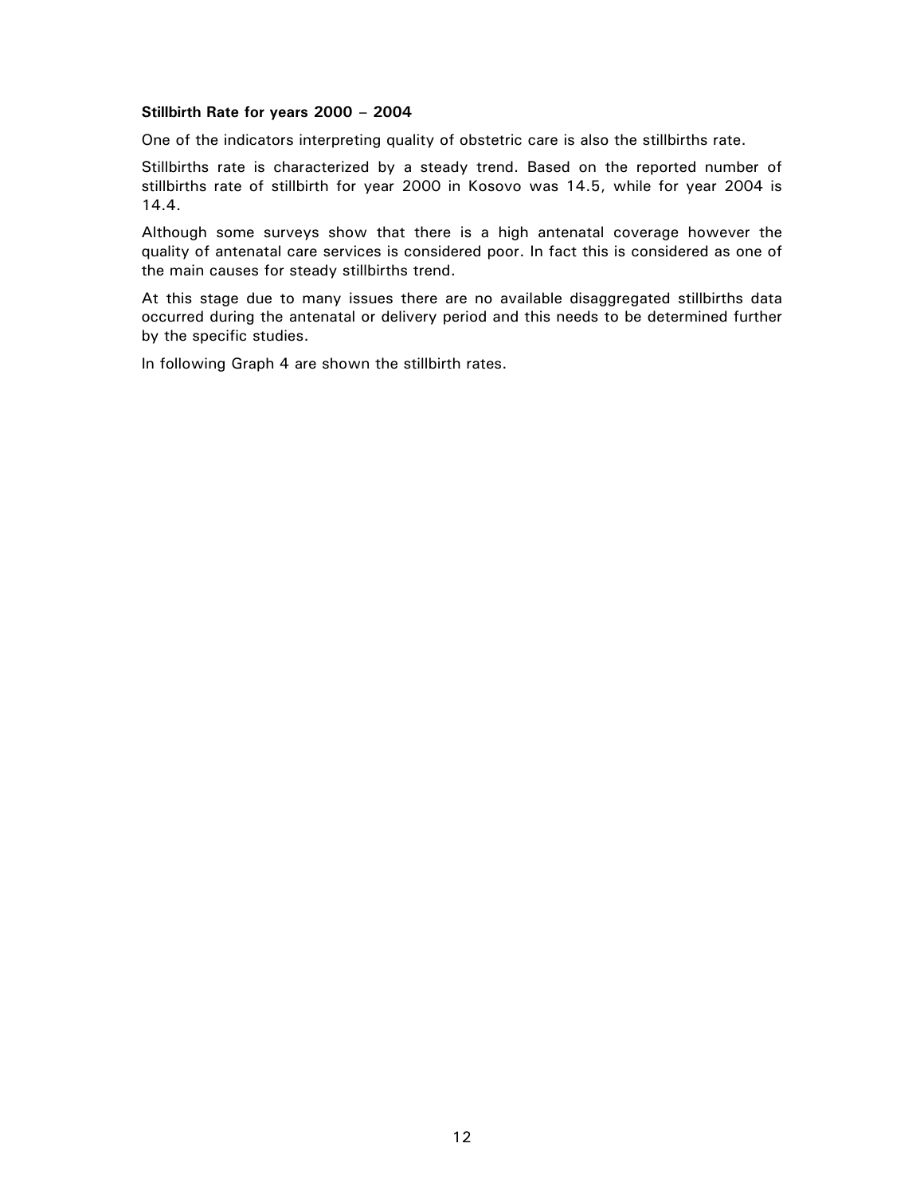**Stillbirth Rate for years 2000 – 2004**

One of the indicators interpreting quality of obstetric care is also the stillbirths rate.

Stillbirths rate is characterized by a steady trend. Based on the reported number of stillbirths rate of stillbirth for year 2000 in Kosovo was 14.5, while for year 2004 is 14.4.

Although some surveys show that there is a high antenatal coverage however the quality of antenatal care services is considered poor. In fact this is considered as one of the main causes for steady stillbirths trend.

At this stage due to many issues there are no available disaggregated stillbirths data occurred during the antenatal or delivery period and this needs to be determined further by the specific studies.

In following Graph 4 are shown the stillbirth rates.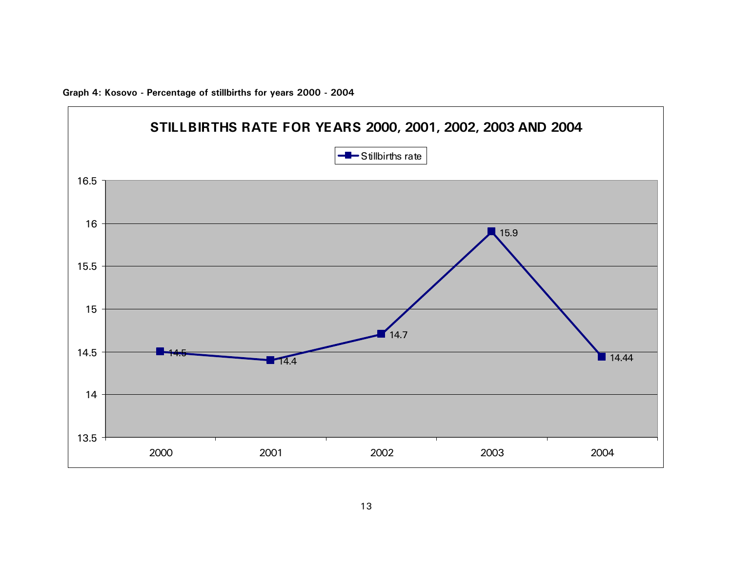**Graph 4: Kosovo - Percentage of stillbirths for years 2000 - 2004**

**STILLBIRTHS RATE FOR YEARS 2000, 2001, 2002, 2003 AND 2004**

| Year | Stillbirths rate |
|---|---|
| 2000 | 14.5 |
| 2001 | 14.4 |
| 2002 | 14.7 |
| 2003 | 15.9 |
| 2004 | 14.44 |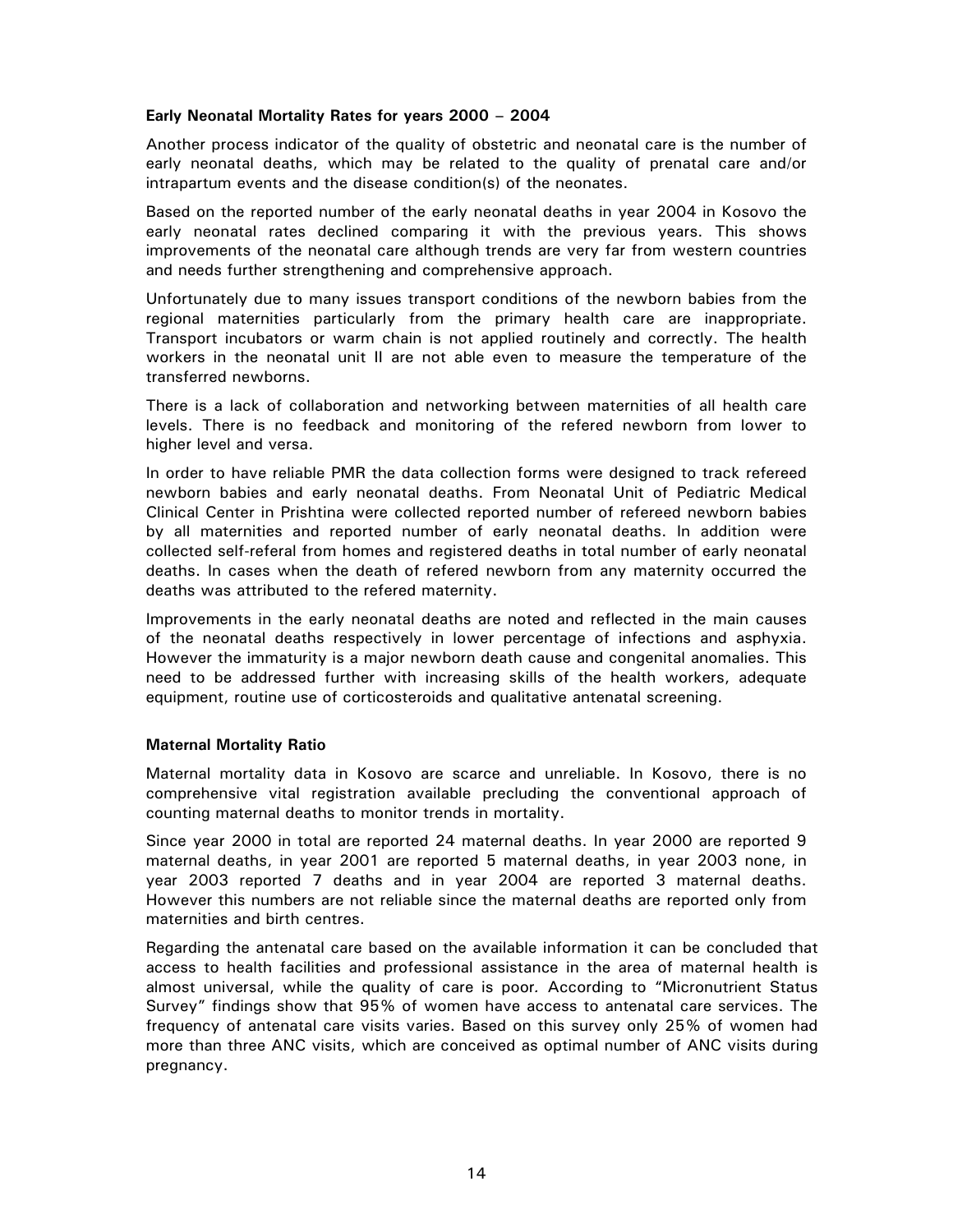### Early Neonatal Mortality Rates for years 2000 – 2004

Another process indicator of the quality of obstetric and neonatal care is the number of early neonatal deaths, which may be related to the quality of prenatal care and/or intrapartum events and the disease condition(s) of the neonates.

Based on the reported number of the early neonatal deaths in year 2004 in Kosovo the early neonatal rates declined comparing it with the previous years. This shows improvements of the neonatal care although trends are very far from western countries and needs further strengthening and comprehensive approach.

Unfortunately due to many issues transport conditions of the newborn babies from the regional maternities particularly from the primary health care are inappropriate. Transport incubators or warm chain is not applied routinely and correctly. The health workers in the neonatal unit II are not able even to measure the temperature of the transferred newborns.

There is a lack of collaboration and networking between maternities of all health care levels. There is no feedback and monitoring of the refered newborn from lower to higher level and versa.

In order to have reliable PMR the data collection forms were designed to track refereed newborn babies and early neonatal deaths. From Neonatal Unit of Pediatric Medical Clinical Center in Prishtina were collected reported number of refereed newborn babies by all maternities and reported number of early neonatal deaths. In addition were collected self-referal from homes and registered deaths in total number of early neonatal deaths. In cases when the death of refered newborn from any maternity occurred the deaths was attributed to the refered maternity.

Improvements in the early neonatal deaths are noted and reflected in the main causes of the neonatal deaths respectively in lower percentage of infections and asphyxia. However the immaturity is a major newborn death cause and congenital anomalies. This need to be addressed further with increasing skills of the health workers, adequate equipment, routine use of corticosteroids and qualitative antenatal screening.

### Maternal Mortality Ratio

Maternal mortality data in Kosovo are scarce and unreliable. In Kosovo, there is no comprehensive vital registration available precluding the conventional approach of counting maternal deaths to monitor trends in mortality.

Since year 2000 in total are reported 24 maternal deaths. In year 2000 are reported 9 maternal deaths, in year 2001 are reported 5 maternal deaths, in year 2003 none, in year 2003 reported 7 deaths and in year 2004 are reported 3 maternal deaths. However this numbers are not reliable since the maternal deaths are reported only from maternities and birth centres.

Regarding the antenatal care based on the available information it can be concluded that access to health facilities and professional assistance in the area of maternal health is almost universal, while the quality of care is poor. According to "Micronutrient Status Survey" findings show that 95% of women have access to antenatal care services. The frequency of antenatal care visits varies. Based on this survey only 25% of women had more than three ANC visits, which are conceived as optimal number of ANC visits during pregnancy.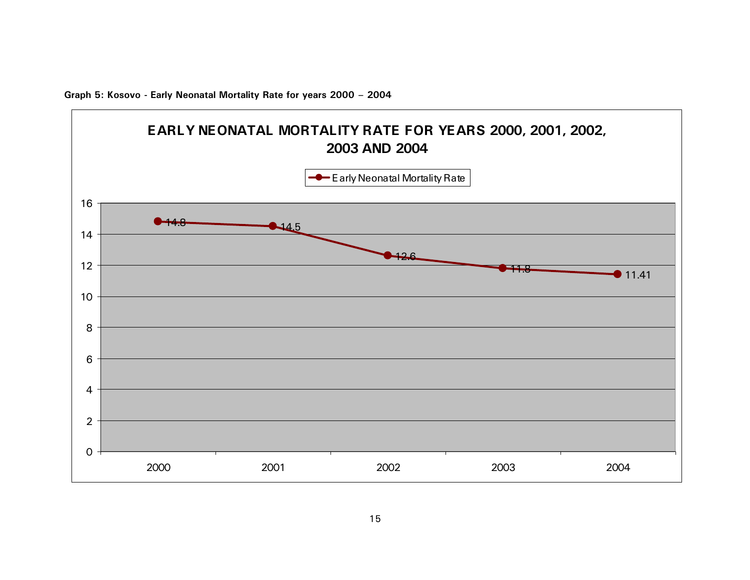**Graph 5: Kosovo - Early Neonatal Mortality Rate for years 2000 – 2004**

**EARLY NEONATAL MORTALITY RATE FOR YEARS 2000, 2001, 2002, 2003 AND 2004**

| Year | Early Neonatal Mortality Rate |
| --- | --- |
| 2000 | 14.8 |
| 2001 | 14.5 |
| 2002 | 12.6 |
| 2003 | 11.8 |
| 2004 | 11.41 |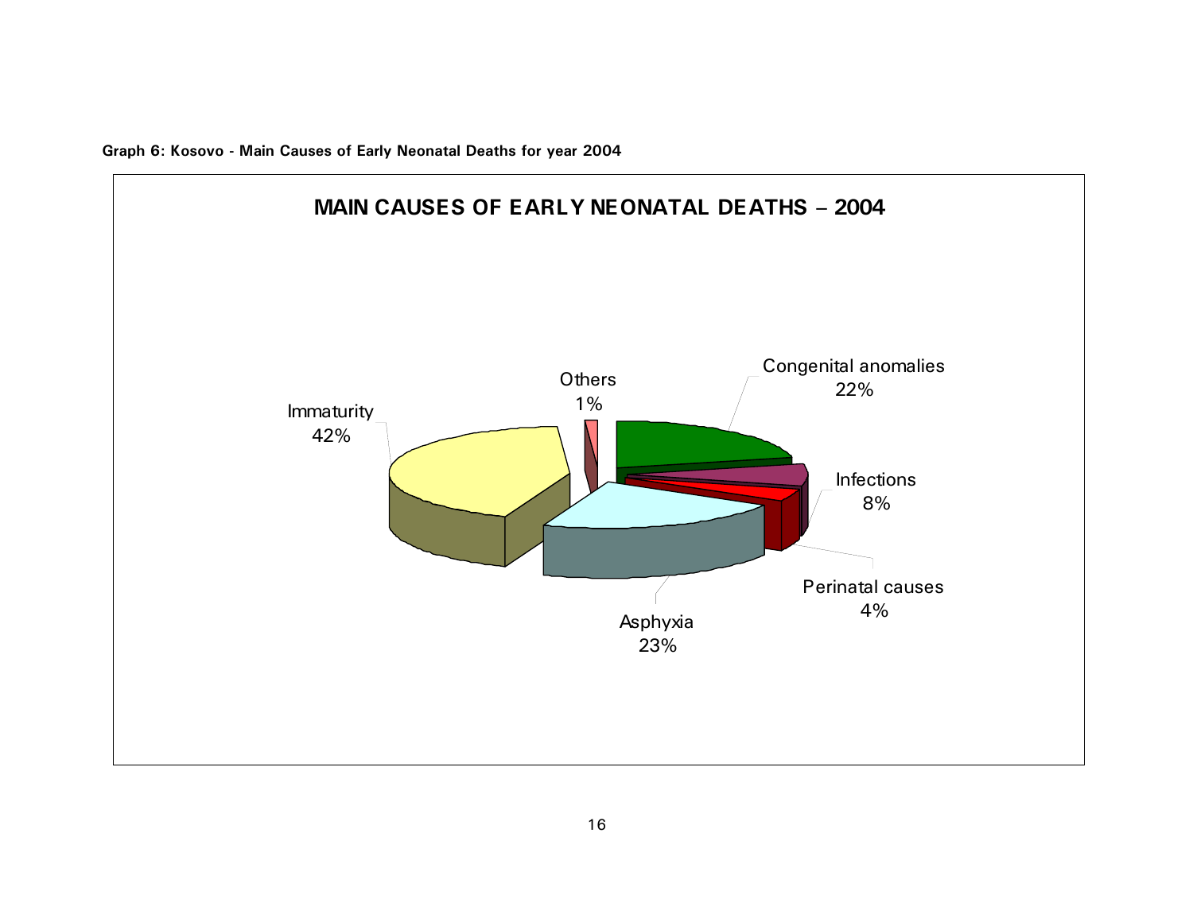**Graph 6: Kosovo - Main Causes of Early Neonatal Deaths for year 2004**

**MAIN CAUSES OF EARLY NEONATAL DEATHS – 2004**

| Cause | Percentage |
| --- | --- |
| Immaturity | 42% |
| Others | 1% |
| Congenital anomalies | 22% |
| Infections | 8% |
| Perinatal causes | 4% |
| Asphyxia | 23% |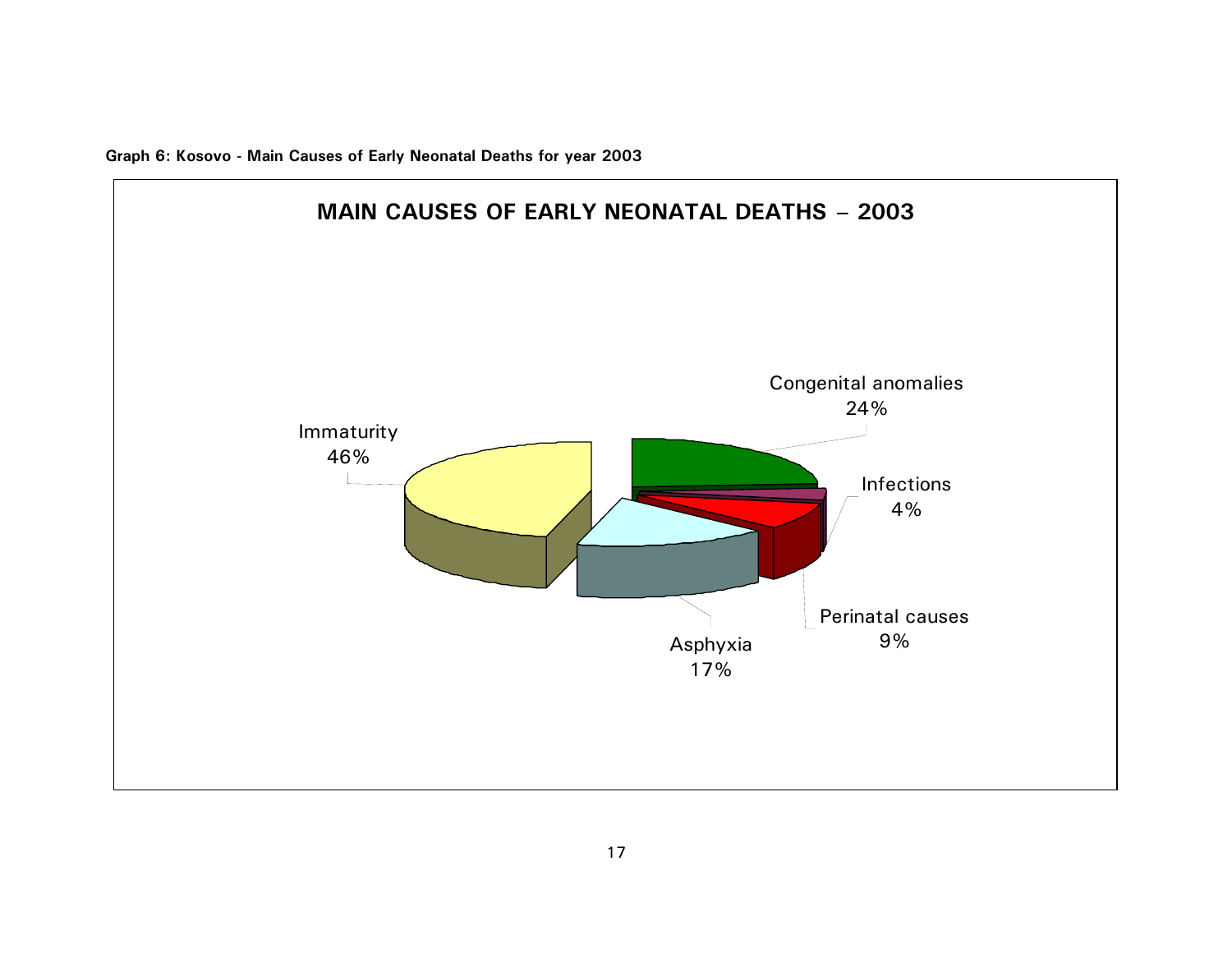**Graph 6: Kosovo - Main Causes of Early Neonatal Deaths for year 2003**

MAIN CAUSES OF EARLY NEONATAL DEATHS – 2003

| Cause | % |
|---|---|
| Immaturity | 46% |
| Congenital anomalies | 24% |
| Infections | 4% |
| Perinatal causes | 9% |
| Asphyxia | 17% |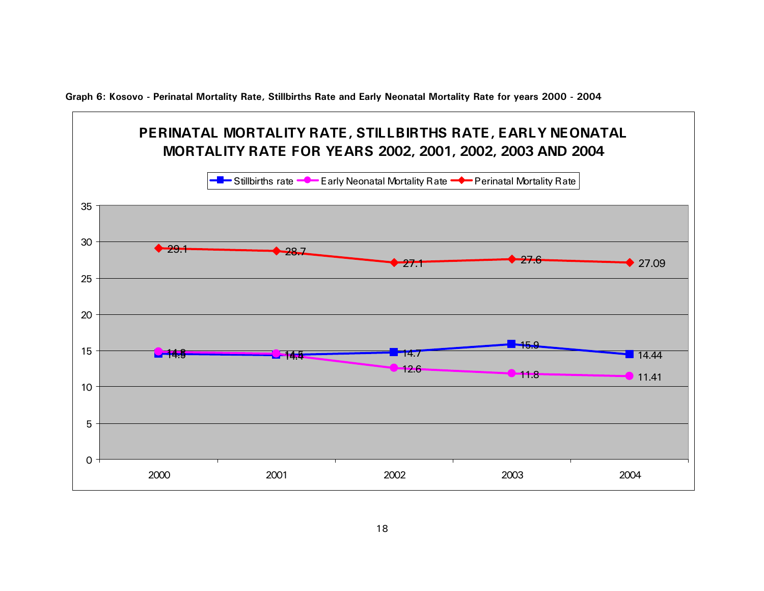**Graph 6: Kosovo - Perinatal Mortality Rate, Stillbirths Rate and Early Neonatal Mortality Rate for years 2000 - 2004**

PERINATAL MORTALITY RATE, STILLBIRTHS RATE, EARLY NEONATAL MORTALITY RATE FOR YEARS 2002, 2001, 2002, 2003 AND 2004

| Year | Stillbirths rate | Early Neonatal Mortality Rate | Perinatal Mortality Rate |
|---|---|---|---|
| 2000 | 14.5 | 14.8 | 29.1 |
| 2001 | 14.4 | 14.5 | 28.7 |
| 2002 | 14.7 | 12.6 | 27.1 |
| 2003 | 15.9 | 11.8 | 27.6 |
| 2004 | 14.44 | 11.41 | 27.09 |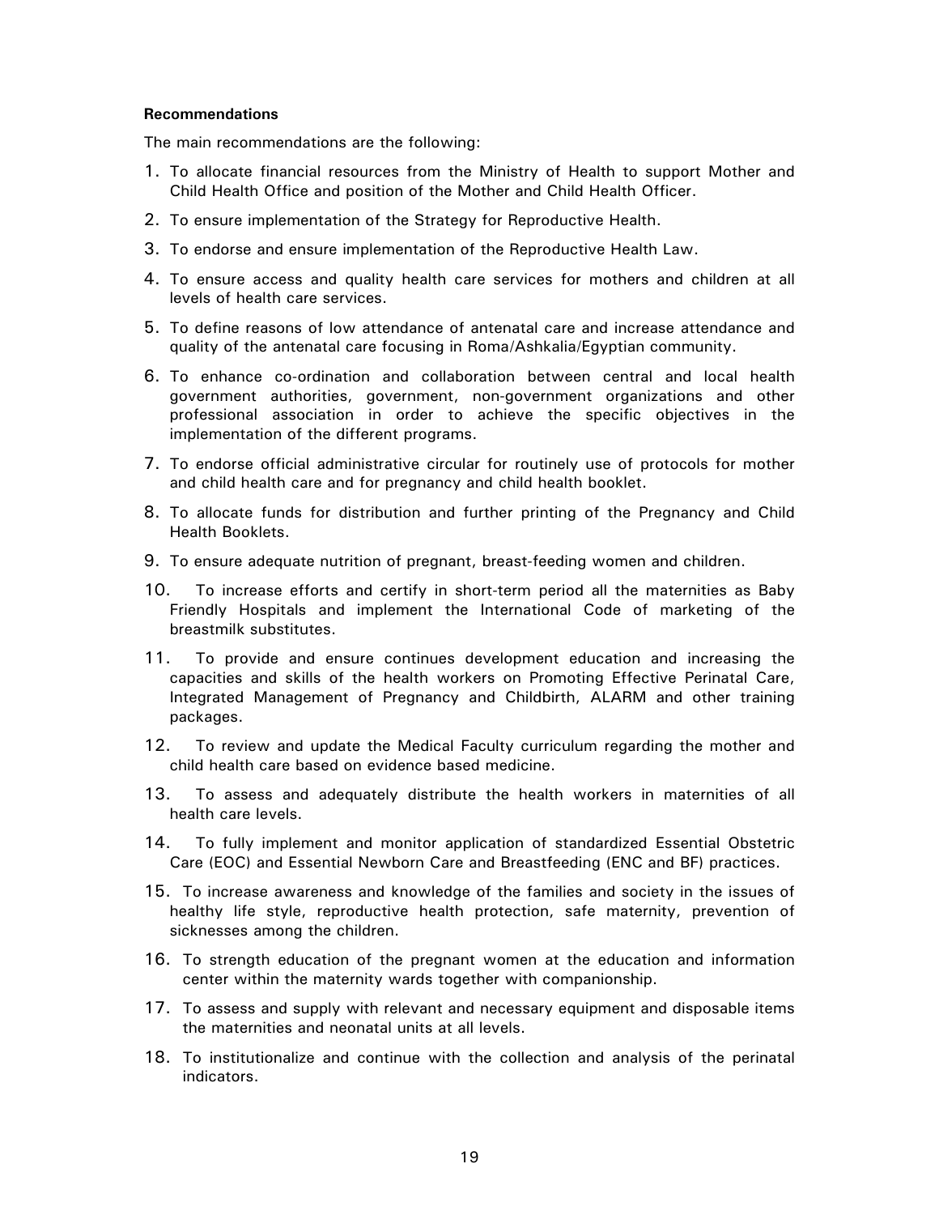**Recommendations**

The main recommendations are the following:

1. To allocate financial resources from the Ministry of Health to support Mother and Child Health Office and position of the Mother and Child Health Officer.
2. To ensure implementation of the Strategy for Reproductive Health.
3. To endorse and ensure implementation of the Reproductive Health Law.
4. To ensure access and quality health care services for mothers and children at all levels of health care services.
5. To define reasons of low attendance of antenatal care and increase attendance and quality of the antenatal care focusing in Roma/Ashkalia/Egyptian community.
6. To enhance co-ordination and collaboration between central and local health government authorities, government, non-government organizations and other professional association in order to achieve the specific objectives in the implementation of the different programs.
7. To endorse official administrative circular for routinely use of protocols for mother and child health care and for pregnancy and child health booklet.
8. To allocate funds for distribution and further printing of the Pregnancy and Child Health Booklets.
9. To ensure adequate nutrition of pregnant, breast-feeding women and children.
10. To increase efforts and certify in short-term period all the maternities as Baby Friendly Hospitals and implement the International Code of marketing of the breastmilk substitutes.
11. To provide and ensure continues development education and increasing the capacities and skills of the health workers on Promoting Effective Perinatal Care, Integrated Management of Pregnancy and Childbirth, ALARM and other training packages.
12. To review and update the Medical Faculty curriculum regarding the mother and child health care based on evidence based medicine.
13. To assess and adequately distribute the health workers in maternities of all health care levels.
14. To fully implement and monitor application of standardized Essential Obstetric Care (EOC) and Essential Newborn Care and Breastfeeding (ENC and BF) practices.
15. To increase awareness and knowledge of the families and society in the issues of healthy life style, reproductive health protection, safe maternity, prevention of sicknesses among the children.
16. To strength education of the pregnant women at the education and information center within the maternity wards together with companionship.
17. To assess and supply with relevant and necessary equipment and disposable items the maternities and neonatal units at all levels.
18. To institutionalize and continue with the collection and analysis of the perinatal indicators.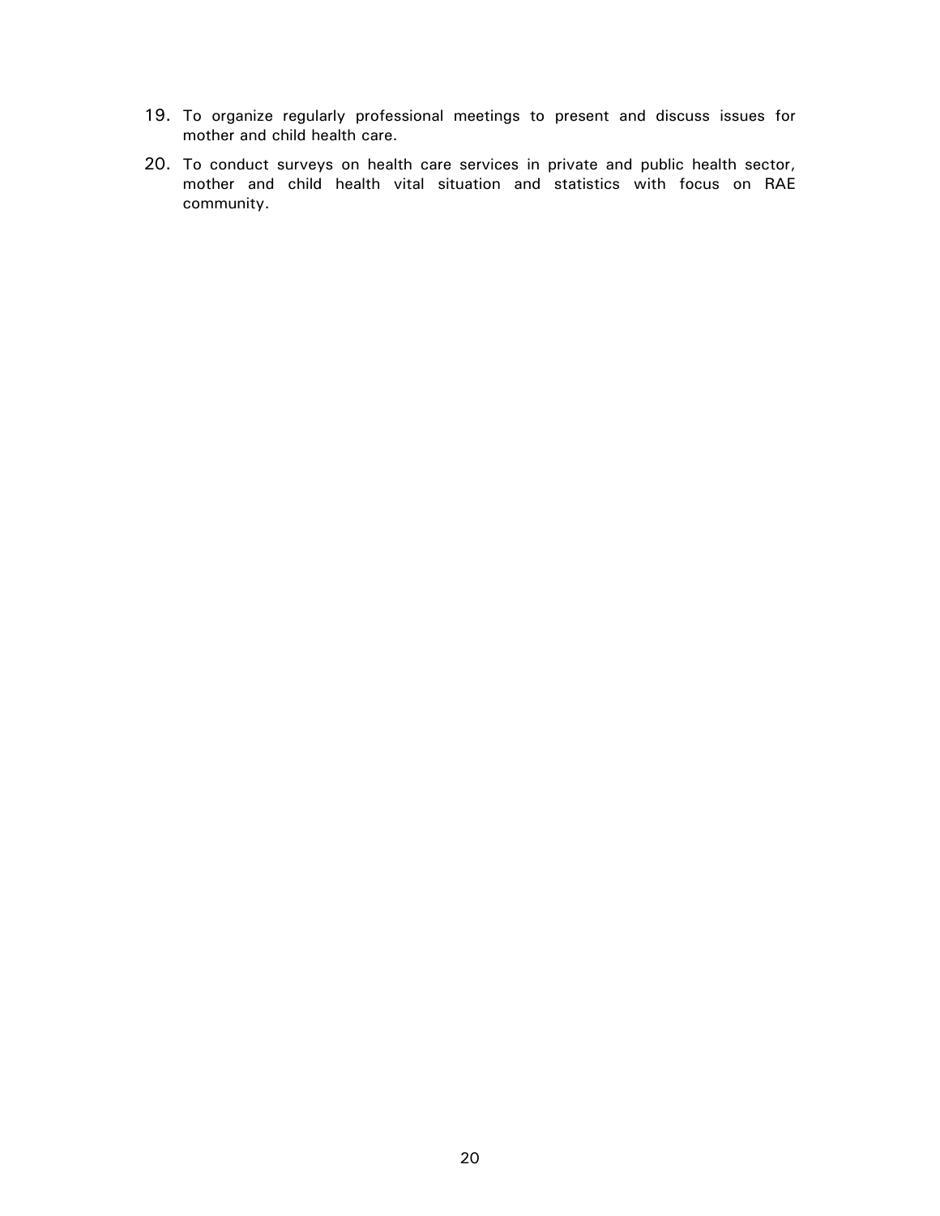19. To organize regularly professional meetings to present and discuss issues for mother and child health care.
20. To conduct surveys on health care services in private and public health sector, mother and child health vital situation and statistics with focus on RAE community.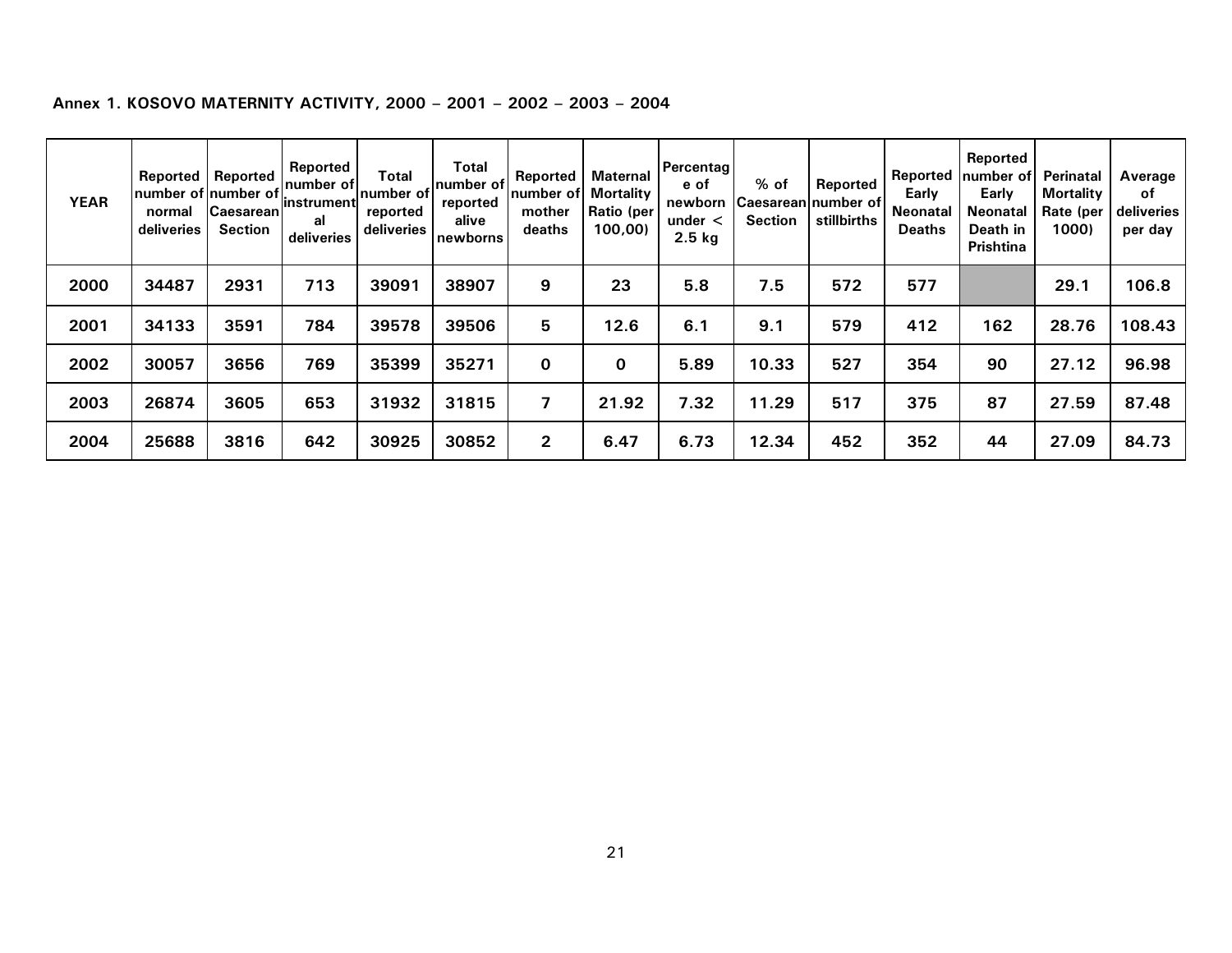**Annex 1. KOSOVO MATERNITY ACTIVITY, 2000 – 2001 – 2002 – 2003 – 2004**

| YEAR | Reported number of normal deliveries | Reported number of Caesarean Section | Reported number of instrumental deliveries | Total number of reported deliveries | Total number of reported alive newborns | Reported number of mother deaths | Maternal Mortality Ratio (per 100,00) | Percentage of newborn under < 2.5 kg | % of Caesarean Section | Reported number of stillbirths | Reported Early Neonatal Deaths | Reported number of Early Neonatal Death in Prishtina | Perinatal Mortality Rate (per 1000) | Average of deliveries per day |
|---|---|---|---|---|---|---|---|---|---|---|---|---|---|---|
| 2000 | 34487 | 2931 | 713 | 39091 | 38907 | 9 | 23 | 5.8 | 7.5 | 572 | 577 | | 29.1 | 106.8 |
| 2001 | 34133 | 3591 | 784 | 39578 | 39506 | 5 | 12.6 | 6.1 | 9.1 | 579 | 412 | 162 | 28.76 | 108.43 |
| 2002 | 30057 | 3656 | 769 | 35399 | 35271 | 0 | 0 | 5.89 | 10.33 | 527 | 354 | 90 | 27.12 | 96.98 |
| 2003 | 26874 | 3605 | 653 | 31932 | 31815 | 7 | 21.92 | 7.32 | 11.29 | 517 | 375 | 87 | 27.59 | 87.48 |
| 2004 | 25688 | 3816 | 642 | 30925 | 30852 | 2 | 6.47 | 6.73 | 12.34 | 452 | 352 | 44 | 27.09 | 84.73 |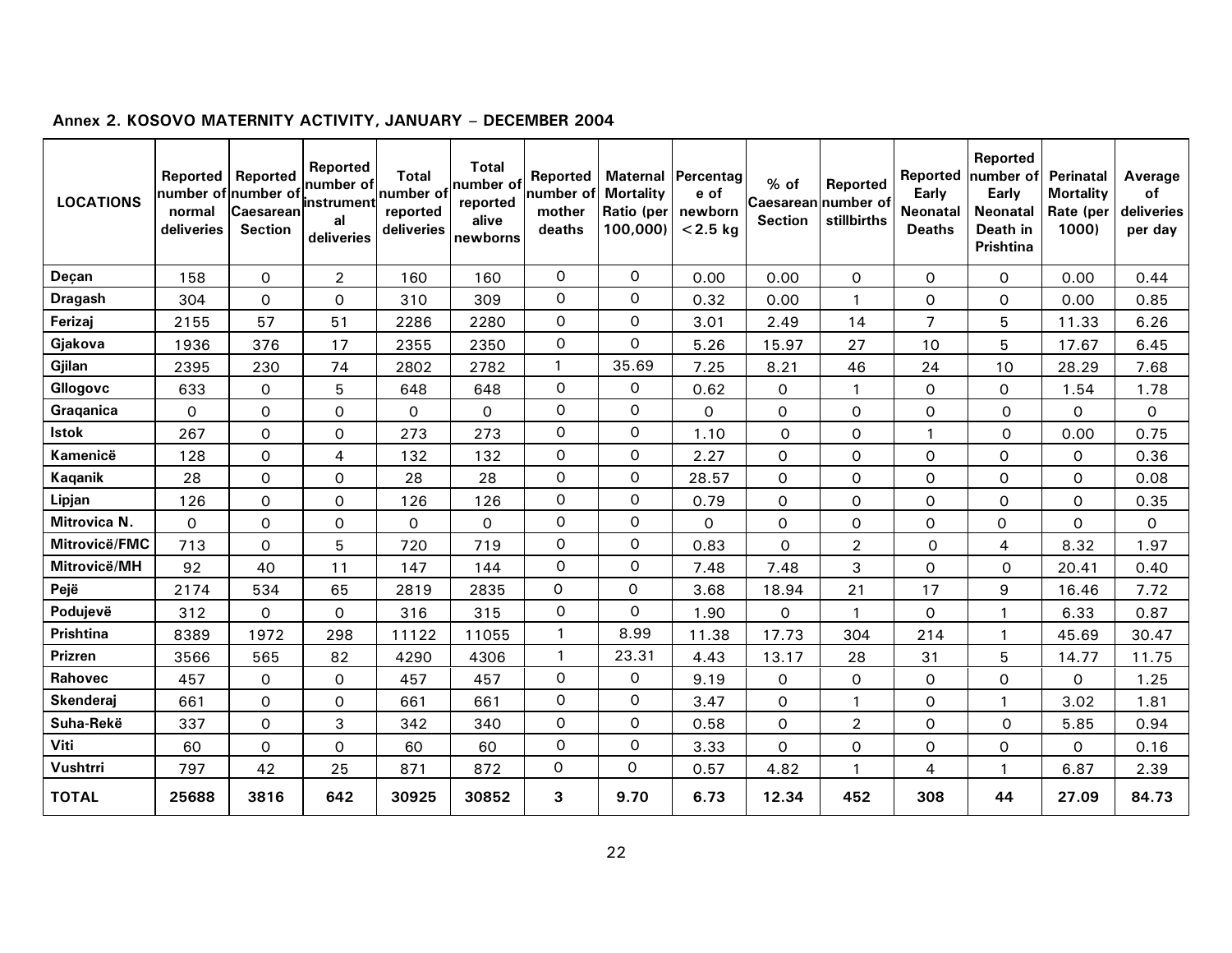**Annex 2. KOSOVO MATERNITY ACTIVITY, JANUARY – DECEMBER 2004**

| LOCATIONS | Reported number of normal deliveries | Reported number of Caesarean Section | Reported number of instrumental deliveries | Total number of reported deliveries | Total number of reported alive newborns | Reported number of mother deaths | Maternal Mortality Ratio (per 100,000) | Percentage of newborn <2.5 kg | % of Caesarean Section | Reported number of stillbirths | Reported Early Neonatal Deaths | Reported number of Early Neonatal Death in Prishtina | Perinatal Mortality Rate (per 1000) | Average of deliveries per day |
|---|---|---|---|---|---|---|---|---|---|---|---|---|---|---|
| Deçan | 158 | 0 | 2 | 160 | 160 | 0 | 0 | 0.00 | 0.00 | 0 | 0 | 0 | 0.00 | 0.44 |
| Dragash | 304 | 0 | 0 | 310 | 309 | 0 | 0 | 0.32 | 0.00 | 1 | 0 | 0 | 0.00 | 0.85 |
| Ferizaj | 2155 | 57 | 51 | 2286 | 2280 | 0 | 0 | 3.01 | 2.49 | 14 | 7 | 5 | 11.33 | 6.26 |
| Gjakova | 1936 | 376 | 17 | 2355 | 2350 | 0 | 0 | 5.26 | 15.97 | 27 | 10 | 5 | 17.67 | 6.45 |
| Gjilan | 2395 | 230 | 74 | 2802 | 2782 | 1 | 35.69 | 7.25 | 8.21 | 46 | 24 | 10 | 28.29 | 7.68 |
| Gllogovc | 633 | 0 | 5 | 648 | 648 | 0 | 0 | 0.62 | 0 | 1 | 0 | 0 | 1.54 | 1.78 |
| Graqanica | 0 | 0 | 0 | 0 | 0 | 0 | 0 | 0 | 0 | 0 | 0 | 0 | 0 | 0 |
| Istok | 267 | 0 | 0 | 273 | 273 | 0 | 0 | 1.10 | 0 | 0 | 1 | 0 | 0.00 | 0.75 |
| Kamenicë | 128 | 0 | 4 | 132 | 132 | 0 | 0 | 2.27 | 0 | 0 | 0 | 0 | 0 | 0.36 |
| Kaqanik | 28 | 0 | 0 | 28 | 28 | 0 | 0 | 28.57 | 0 | 0 | 0 | 0 | 0 | 0.08 |
| Lipjan | 126 | 0 | 0 | 126 | 126 | 0 | 0 | 0.79 | 0 | 0 | 0 | 0 | 0 | 0.35 |
| Mitrovica N. | 0 | 0 | 0 | 0 | 0 | 0 | 0 | 0 | 0 | 0 | 0 | 0 | 0 | 0 |
| Mitrovicë/FMC | 713 | 0 | 5 | 720 | 719 | 0 | 0 | 0.83 | 0 | 2 | 0 | 4 | 8.32 | 1.97 |
| Mitrovicë/MH | 92 | 40 | 11 | 147 | 144 | 0 | 0 | 7.48 | 7.48 | 3 | 0 | 0 | 20.41 | 0.40 |
| Pejë | 2174 | 534 | 65 | 2819 | 2835 | 0 | 0 | 3.68 | 18.94 | 21 | 17 | 9 | 16.46 | 7.72 |
| Podujevë | 312 | 0 | 0 | 316 | 315 | 0 | 0 | 1.90 | 0 | 1 | 0 | 1 | 6.33 | 0.87 |
| Prishtina | 8389 | 1972 | 298 | 11122 | 11055 | 1 | 8.99 | 11.38 | 17.73 | 304 | 214 | 1 | 45.69 | 30.47 |
| Prizren | 3566 | 565 | 82 | 4290 | 4306 | 1 | 23.31 | 4.43 | 13.17 | 28 | 31 | 5 | 14.77 | 11.75 |
| Rahovec | 457 | 0 | 0 | 457 | 457 | 0 | 0 | 9.19 | 0 | 0 | 0 | 0 | 0 | 1.25 |
| Skenderaj | 661 | 0 | 0 | 661 | 661 | 0 | 0 | 3.47 | 0 | 1 | 0 | 1 | 3.02 | 1.81 |
| Suha-Rekë | 337 | 0 | 3 | 342 | 340 | 0 | 0 | 0.58 | 0 | 2 | 0 | 0 | 5.85 | 0.94 |
| Viti | 60 | 0 | 0 | 60 | 60 | 0 | 0 | 3.33 | 0 | 0 | 0 | 0 | 0 | 0.16 |
| Vushtrri | 797 | 42 | 25 | 871 | 872 | 0 | 0 | 0.57 | 4.82 | 1 | 4 | 1 | 6.87 | 2.39 |
| **TOTAL** | **25688** | **3816** | **642** | **30925** | **30852** | **3** | **9.70** | **6.73** | **12.34** | **452** | **308** | **44** | **27.09** | **84.73** |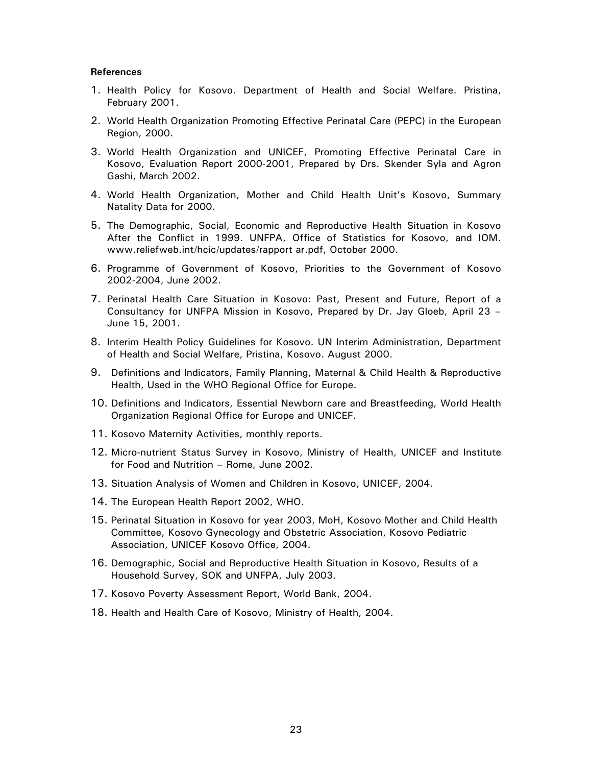**References**

1. Health Policy for Kosovo. Department of Health and Social Welfare. Pristina, February 2001.
2. World Health Organization Promoting Effective Perinatal Care (PEPC) in the European Region, 2000.
3. World Health Organization and UNICEF, Promoting Effective Perinatal Care in Kosovo, Evaluation Report 2000-2001, Prepared by Drs. Skender Syla and Agron Gashi, March 2002.
4. World Health Organization, Mother and Child Health Unit's Kosovo, Summary Natality Data for 2000.
5. The Demographic, Social, Economic and Reproductive Health Situation in Kosovo After the Conflict in 1999. UNFPA, Office of Statistics for Kosovo, and IOM. www.reliefweb.int/hcic/updates/rapport ar.pdf, October 2000.
6. Programme of Government of Kosovo, Priorities to the Government of Kosovo 2002-2004, June 2002.
7. Perinatal Health Care Situation in Kosovo: Past, Present and Future, Report of a Consultancy for UNFPA Mission in Kosovo, Prepared by Dr. Jay Gloeb, April 23 – June 15, 2001.
8. Interim Health Policy Guidelines for Kosovo. UN Interim Administration, Department of Health and Social Welfare, Pristina, Kosovo. August 2000.
9. Definitions and Indicators, Family Planning, Maternal & Child Health & Reproductive Health, Used in the WHO Regional Office for Europe.
10. Definitions and Indicators, Essential Newborn care and Breastfeeding, World Health Organization Regional Office for Europe and UNICEF.
11. Kosovo Maternity Activities, monthly reports.
12. Micro-nutrient Status Survey in Kosovo, Ministry of Health, UNICEF and Institute for Food and Nutrition – Rome, June 2002.
13. Situation Analysis of Women and Children in Kosovo, UNICEF, 2004.
14. The European Health Report 2002, WHO.
15. Perinatal Situation in Kosovo for year 2003, MoH, Kosovo Mother and Child Health Committee, Kosovo Gynecology and Obstetric Association, Kosovo Pediatric Association, UNICEF Kosovo Office, 2004.
16. Demographic, Social and Reproductive Health Situation in Kosovo, Results of a Household Survey, SOK and UNFPA, July 2003.
17. Kosovo Poverty Assessment Report, World Bank, 2004.
18. Health and Health Care of Kosovo, Ministry of Health, 2004.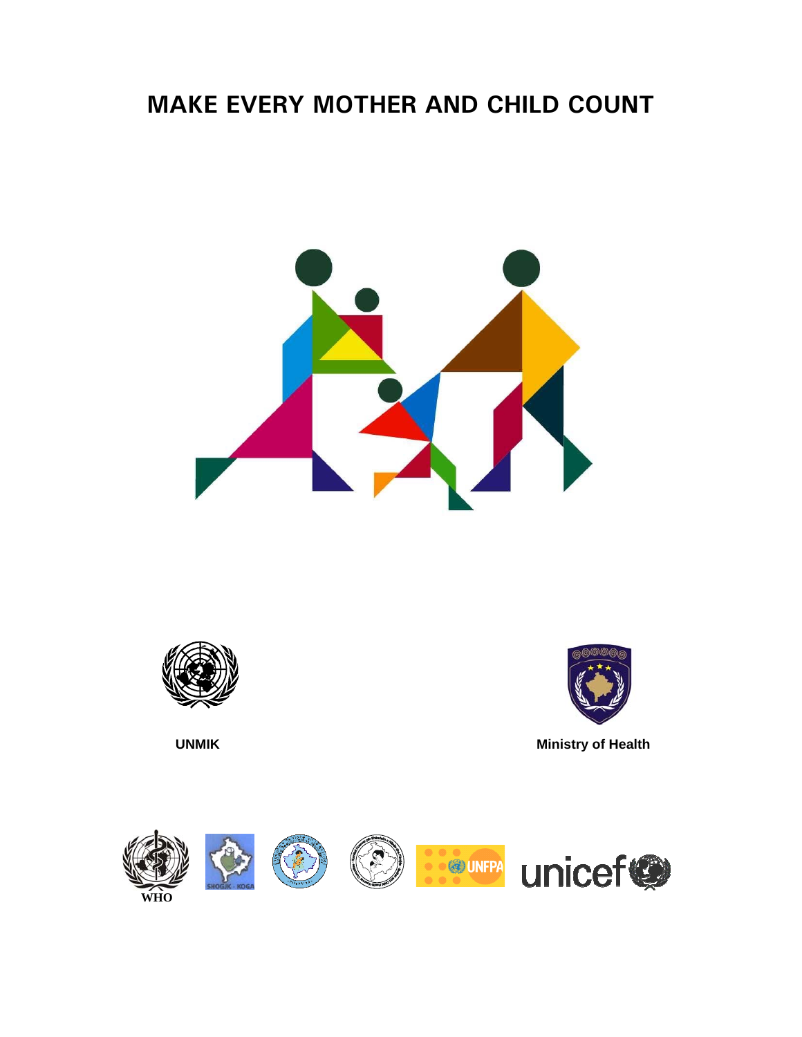# MAKE EVERY MOTHER AND CHILD COUNT

UNMIK

Ministry of Health

WHO

SHOGJK - KOGA

UNFPA

unicef